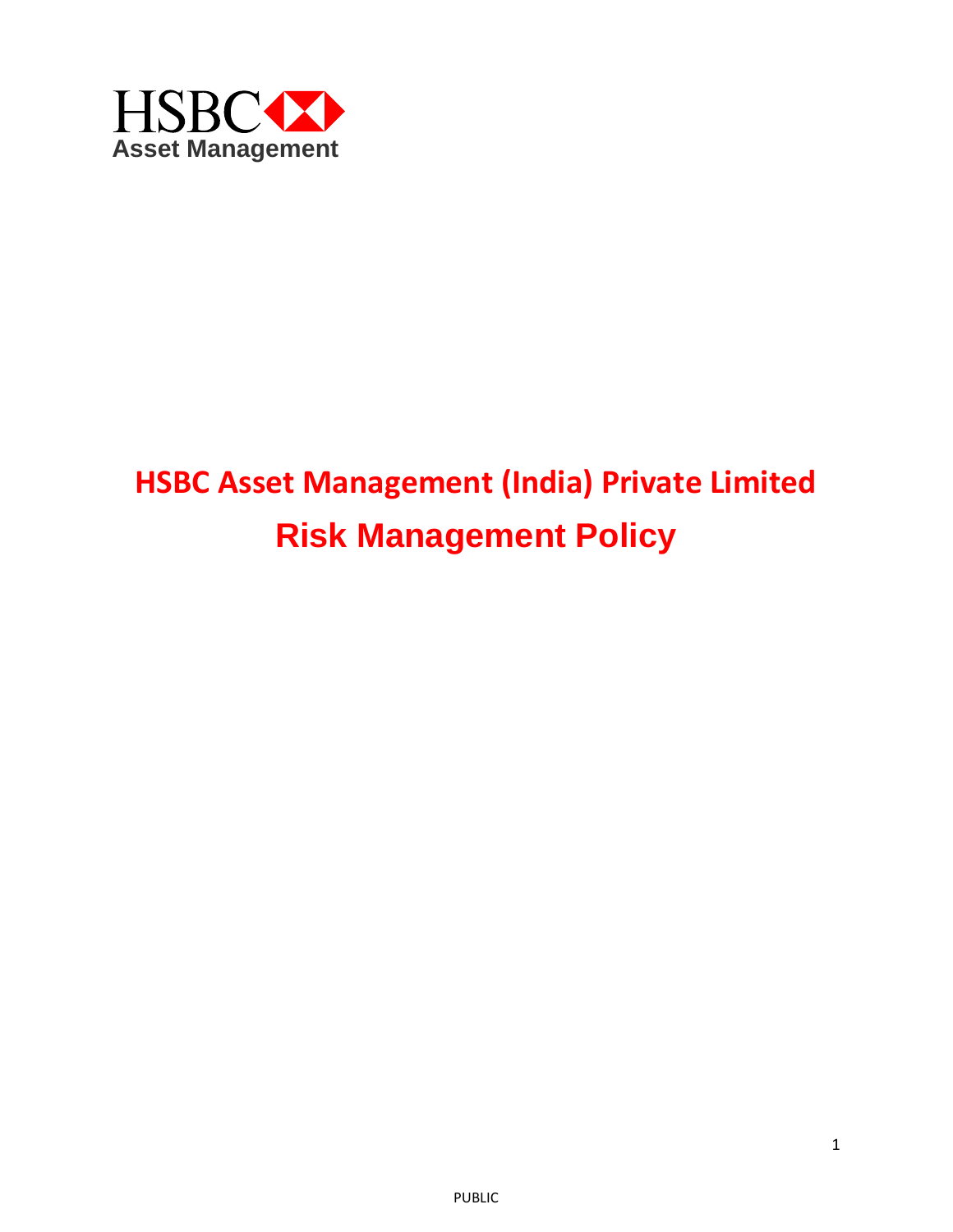HSBC
Asset Management

# HSBC Asset Management (India) Private Limited

# Risk Management Policy

PUBLIC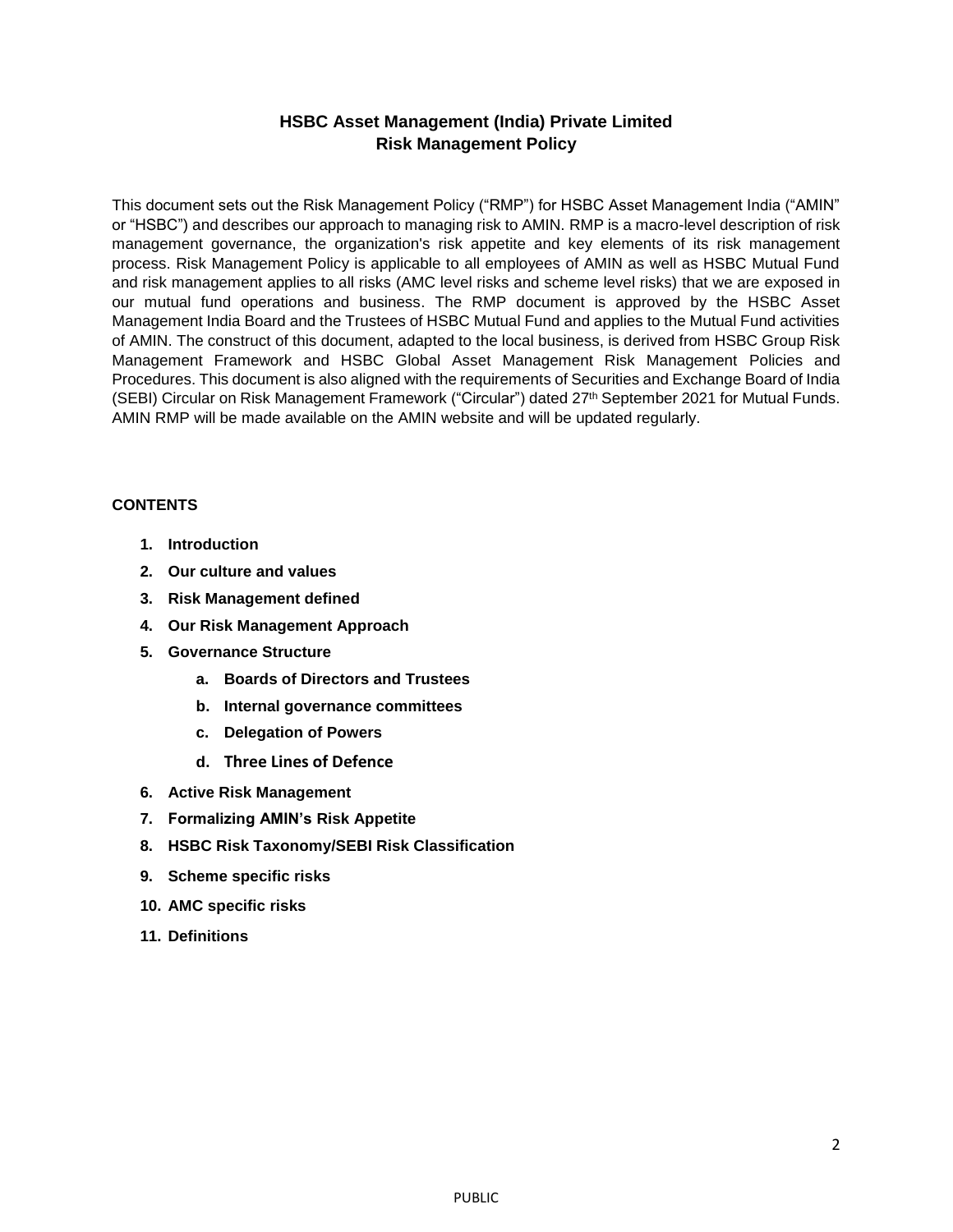# HSBC Asset Management (India) Private Limited
# Risk Management Policy

This document sets out the Risk Management Policy ("RMP") for HSBC Asset Management India ("AMIN" or "HSBC") and describes our approach to managing risk to AMIN. RMP is a macro-level description of risk management governance, the organization's risk appetite and key elements of its risk management process. Risk Management Policy is applicable to all employees of AMIN as well as HSBC Mutual Fund and risk management applies to all risks (AMC level risks and scheme level risks) that we are exposed in our mutual fund operations and business. The RMP document is approved by the HSBC Asset Management India Board and the Trustees of HSBC Mutual Fund and applies to the Mutual Fund activities of AMIN. The construct of this document, adapted to the local business, is derived from HSBC Group Risk Management Framework and HSBC Global Asset Management Risk Management Policies and Procedures. This document is also aligned with the requirements of Securities and Exchange Board of India (SEBI) Circular on Risk Management Framework ("Circular") dated 27th September 2021 for Mutual Funds. AMIN RMP will be made available on the AMIN website and will be updated regularly.

**CONTENTS**

1. **Introduction**
2. **Our culture and values**
3. **Risk Management defined**
4. **Our Risk Management Approach**
5. **Governance Structure**
   a. **Boards of Directors and Trustees**
   b. **Internal governance committees**
   c. **Delegation of Powers**
   d. **Three Lines of Defence**
6. **Active Risk Management**
7. **Formalizing AMIN's Risk Appetite**
8. **HSBC Risk Taxonomy/SEBI Risk Classification**
9. **Scheme specific risks**
10. **AMC specific risks**
11. **Definitions**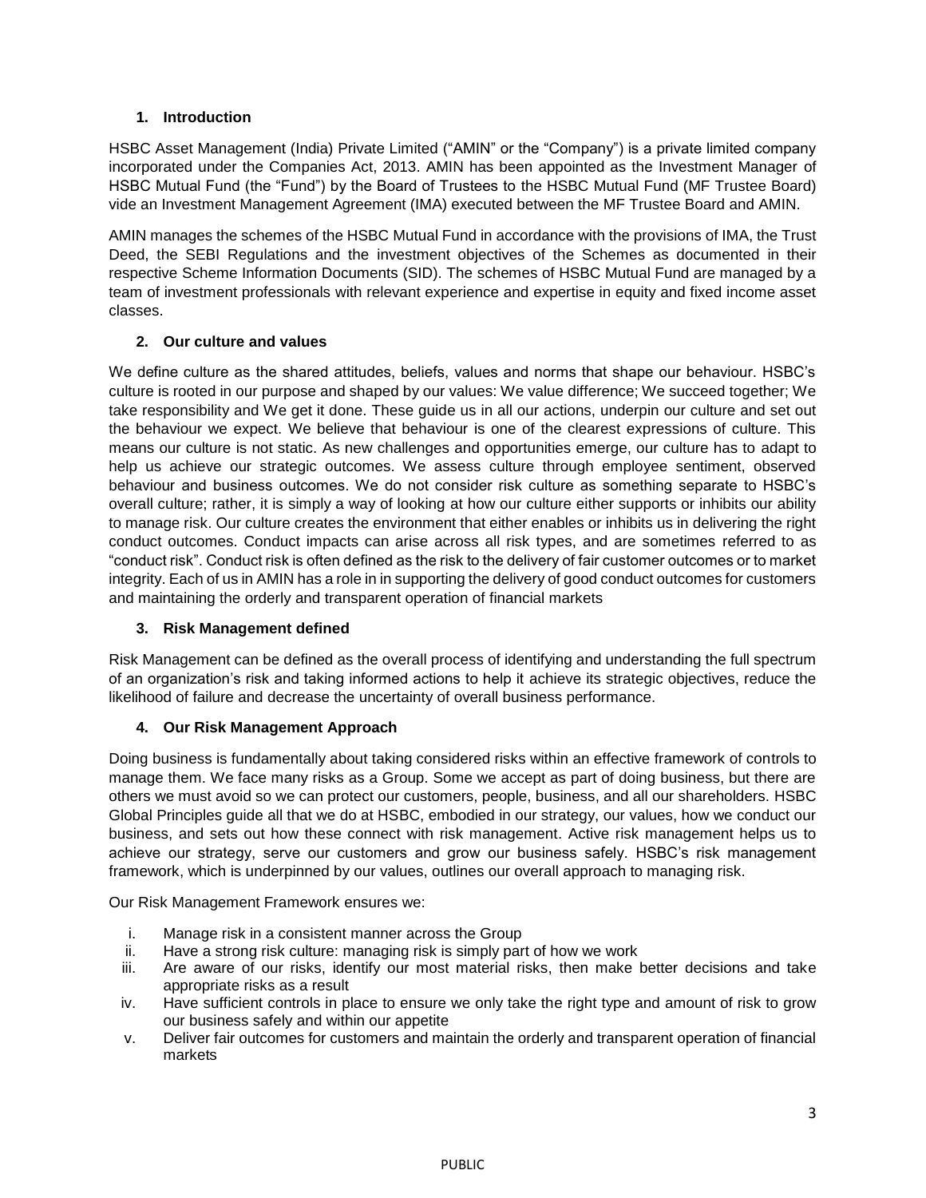## 1. Introduction

HSBC Asset Management (India) Private Limited ("AMIN" or the "Company") is a private limited company incorporated under the Companies Act, 2013. AMIN has been appointed as the Investment Manager of HSBC Mutual Fund (the "Fund") by the Board of Trustees to the HSBC Mutual Fund (MF Trustee Board) vide an Investment Management Agreement (IMA) executed between the MF Trustee Board and AMIN.

AMIN manages the schemes of the HSBC Mutual Fund in accordance with the provisions of IMA, the Trust Deed, the SEBI Regulations and the investment objectives of the Schemes as documented in their respective Scheme Information Documents (SID). The schemes of HSBC Mutual Fund are managed by a team of investment professionals with relevant experience and expertise in equity and fixed income asset classes.

## 2. Our culture and values

We define culture as the shared attitudes, beliefs, values and norms that shape our behaviour. HSBC's culture is rooted in our purpose and shaped by our values: We value difference; We succeed together; We take responsibility and We get it done. These guide us in all our actions, underpin our culture and set out the behaviour we expect. We believe that behaviour is one of the clearest expressions of culture. This means our culture is not static. As new challenges and opportunities emerge, our culture has to adapt to help us achieve our strategic outcomes. We assess culture through employee sentiment, observed behaviour and business outcomes. We do not consider risk culture as something separate to HSBC's overall culture; rather, it is simply a way of looking at how our culture either supports or inhibits our ability to manage risk. Our culture creates the environment that either enables or inhibits us in delivering the right conduct outcomes. Conduct impacts can arise across all risk types, and are sometimes referred to as "conduct risk". Conduct risk is often defined as the risk to the delivery of fair customer outcomes or to market integrity. Each of us in AMIN has a role in in supporting the delivery of good conduct outcomes for customers and maintaining the orderly and transparent operation of financial markets

## 3. Risk Management defined

Risk Management can be defined as the overall process of identifying and understanding the full spectrum of an organization's risk and taking informed actions to help it achieve its strategic objectives, reduce the likelihood of failure and decrease the uncertainty of overall business performance.

## 4. Our Risk Management Approach

Doing business is fundamentally about taking considered risks within an effective framework of controls to manage them. We face many risks as a Group. Some we accept as part of doing business, but there are others we must avoid so we can protect our customers, people, business, and all our shareholders. HSBC Global Principles guide all that we do at HSBC, embodied in our strategy, our values, how we conduct our business, and sets out how these connect with risk management. Active risk management helps us to achieve our strategy, serve our customers and grow our business safely. HSBC's risk management framework, which is underpinned by our values, outlines our overall approach to managing risk.

Our Risk Management Framework ensures we:

i. Manage risk in a consistent manner across the Group
ii. Have a strong risk culture: managing risk is simply part of how we work
iii. Are aware of our risks, identify our most material risks, then make better decisions and take appropriate risks as a result
iv. Have sufficient controls in place to ensure we only take the right type and amount of risk to grow our business safely and within our appetite
v. Deliver fair outcomes for customers and maintain the orderly and transparent operation of financial markets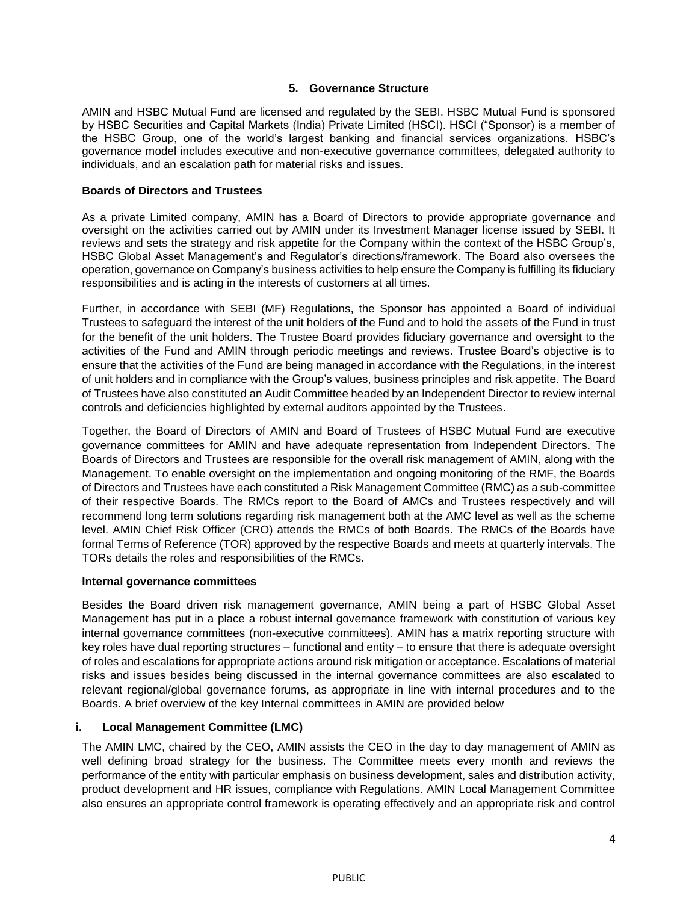## 5. Governance Structure

AMIN and HSBC Mutual Fund are licensed and regulated by the SEBI. HSBC Mutual Fund is sponsored by HSBC Securities and Capital Markets (India) Private Limited (HSCI). HSCI ("Sponsor) is a member of the HSBC Group, one of the world's largest banking and financial services organizations. HSBC's governance model includes executive and non-executive governance committees, delegated authority to individuals, and an escalation path for material risks and issues.

### Boards of Directors and Trustees

As a private Limited company, AMIN has a Board of Directors to provide appropriate governance and oversight on the activities carried out by AMIN under its Investment Manager license issued by SEBI. It reviews and sets the strategy and risk appetite for the Company within the context of the HSBC Group's, HSBC Global Asset Management's and Regulator's directions/framework. The Board also oversees the operation, governance on Company's business activities to help ensure the Company is fulfilling its fiduciary responsibilities and is acting in the interests of customers at all times.

Further, in accordance with SEBI (MF) Regulations, the Sponsor has appointed a Board of individual Trustees to safeguard the interest of the unit holders of the Fund and to hold the assets of the Fund in trust for the benefit of the unit holders. The Trustee Board provides fiduciary governance and oversight to the activities of the Fund and AMIN through periodic meetings and reviews. Trustee Board's objective is to ensure that the activities of the Fund are being managed in accordance with the Regulations, in the interest of unit holders and in compliance with the Group's values, business principles and risk appetite. The Board of Trustees have also constituted an Audit Committee headed by an Independent Director to review internal controls and deficiencies highlighted by external auditors appointed by the Trustees.

Together, the Board of Directors of AMIN and Board of Trustees of HSBC Mutual Fund are executive governance committees for AMIN and have adequate representation from Independent Directors. The Boards of Directors and Trustees are responsible for the overall risk management of AMIN, along with the Management. To enable oversight on the implementation and ongoing monitoring of the RMF, the Boards of Directors and Trustees have each constituted a Risk Management Committee (RMC) as a sub-committee of their respective Boards. The RMCs report to the Board of AMCs and Trustees respectively and will recommend long term solutions regarding risk management both at the AMC level as well as the scheme level. AMIN Chief Risk Officer (CRO) attends the RMCs of both Boards. The RMCs of the Boards have formal Terms of Reference (TOR) approved by the respective Boards and meets at quarterly intervals. The TORs details the roles and responsibilities of the RMCs.

### Internal governance committees

Besides the Board driven risk management governance, AMIN being a part of HSBC Global Asset Management has put in a place a robust internal governance framework with constitution of various key internal governance committees (non-executive committees). AMIN has a matrix reporting structure with key roles have dual reporting structures – functional and entity – to ensure that there is adequate oversight of roles and escalations for appropriate actions around risk mitigation or acceptance. Escalations of material risks and issues besides being discussed in the internal governance committees are also escalated to relevant regional/global governance forums, as appropriate in line with internal procedures and to the Boards. A brief overview of the key Internal committees in AMIN are provided below

#### i. Local Management Committee (LMC)

The AMIN LMC, chaired by the CEO, AMIN assists the CEO in the day to day management of AMIN as well defining broad strategy for the business. The Committee meets every month and reviews the performance of the entity with particular emphasis on business development, sales and distribution activity, product development and HR issues, compliance with Regulations. AMIN Local Management Committee also ensures an appropriate control framework is operating effectively and an appropriate risk and control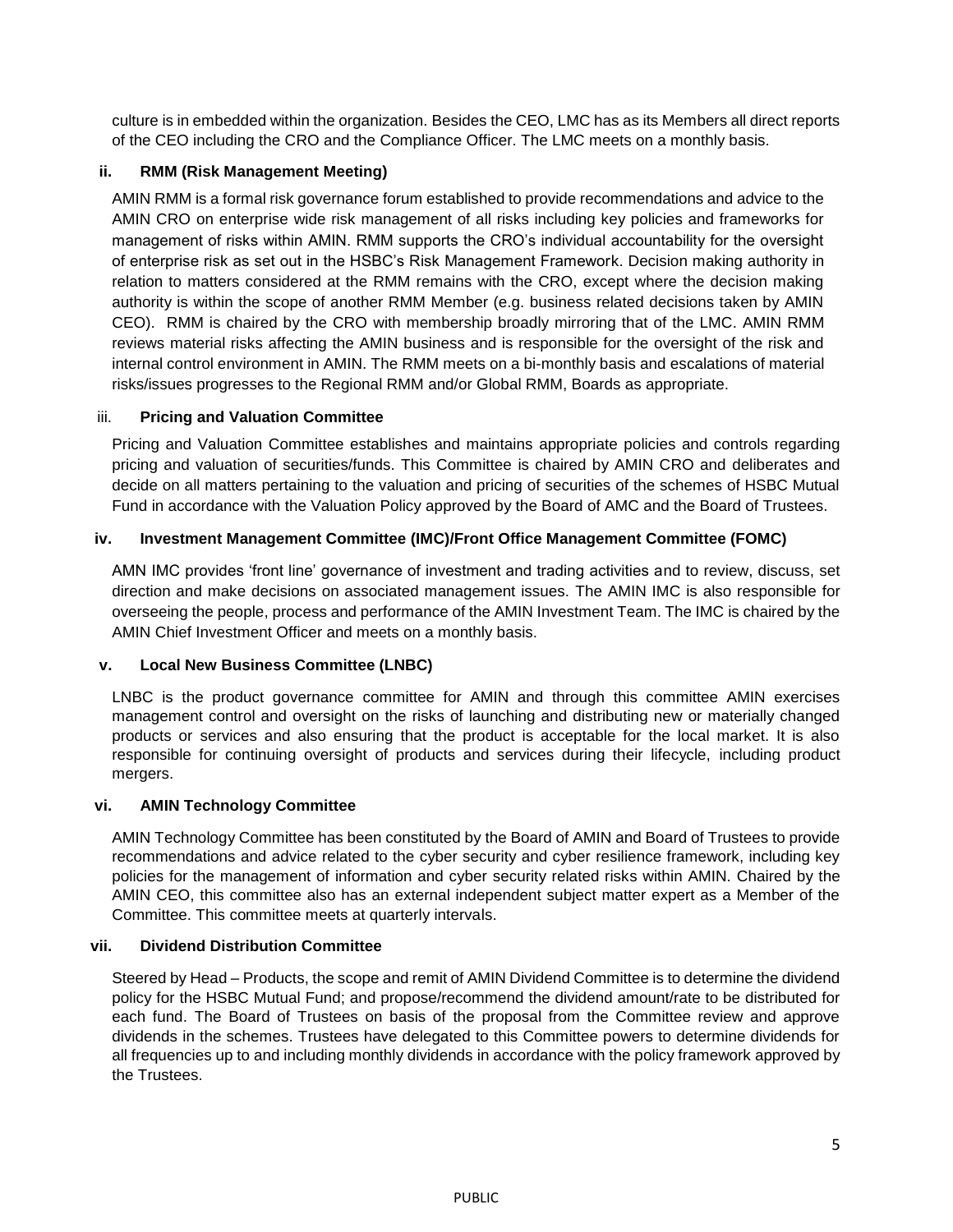culture is in embedded within the organization. Besides the CEO, LMC has as its Members all direct reports of the CEO including the CRO and the Compliance Officer. The LMC meets on a monthly basis.

**ii. RMM (Risk Management Meeting)**

AMIN RMM is a formal risk governance forum established to provide recommendations and advice to the AMIN CRO on enterprise wide risk management of all risks including key policies and frameworks for management of risks within AMIN. RMM supports the CRO's individual accountability for the oversight of enterprise risk as set out in the HSBC's Risk Management Framework. Decision making authority in relation to matters considered at the RMM remains with the CRO, except where the decision making authority is within the scope of another RMM Member (e.g. business related decisions taken by AMIN CEO). RMM is chaired by the CRO with membership broadly mirroring that of the LMC. AMIN RMM reviews material risks affecting the AMIN business and is responsible for the oversight of the risk and internal control environment in AMIN. The RMM meets on a bi-monthly basis and escalations of material risks/issues progresses to the Regional RMM and/or Global RMM, Boards as appropriate.

iii. **Pricing and Valuation Committee**

Pricing and Valuation Committee establishes and maintains appropriate policies and controls regarding pricing and valuation of securities/funds. This Committee is chaired by AMIN CRO and deliberates and decide on all matters pertaining to the valuation and pricing of securities of the schemes of HSBC Mutual Fund in accordance with the Valuation Policy approved by the Board of AMC and the Board of Trustees.

**iv. Investment Management Committee (IMC)/Front Office Management Committee (FOMC)**

AMN IMC provides 'front line' governance of investment and trading activities and to review, discuss, set direction and make decisions on associated management issues. The AMIN IMC is also responsible for overseeing the people, process and performance of the AMIN Investment Team. The IMC is chaired by the AMIN Chief Investment Officer and meets on a monthly basis.

**v. Local New Business Committee (LNBC)**

LNBC is the product governance committee for AMIN and through this committee AMIN exercises management control and oversight on the risks of launching and distributing new or materially changed products or services and also ensuring that the product is acceptable for the local market. It is also responsible for continuing oversight of products and services during their lifecycle, including product mergers.

**vi. AMIN Technology Committee**

AMIN Technology Committee has been constituted by the Board of AMIN and Board of Trustees to provide recommendations and advice related to the cyber security and cyber resilience framework, including key policies for the management of information and cyber security related risks within AMIN. Chaired by the AMIN CEO, this committee also has an external independent subject matter expert as a Member of the Committee. This committee meets at quarterly intervals.

**vii. Dividend Distribution Committee**

Steered by Head – Products, the scope and remit of AMIN Dividend Committee is to determine the dividend policy for the HSBC Mutual Fund; and propose/recommend the dividend amount/rate to be distributed for each fund. The Board of Trustees on basis of the proposal from the Committee review and approve dividends in the schemes. Trustees have delegated to this Committee powers to determine dividends for all frequencies up to and including monthly dividends in accordance with the policy framework approved by the Trustees.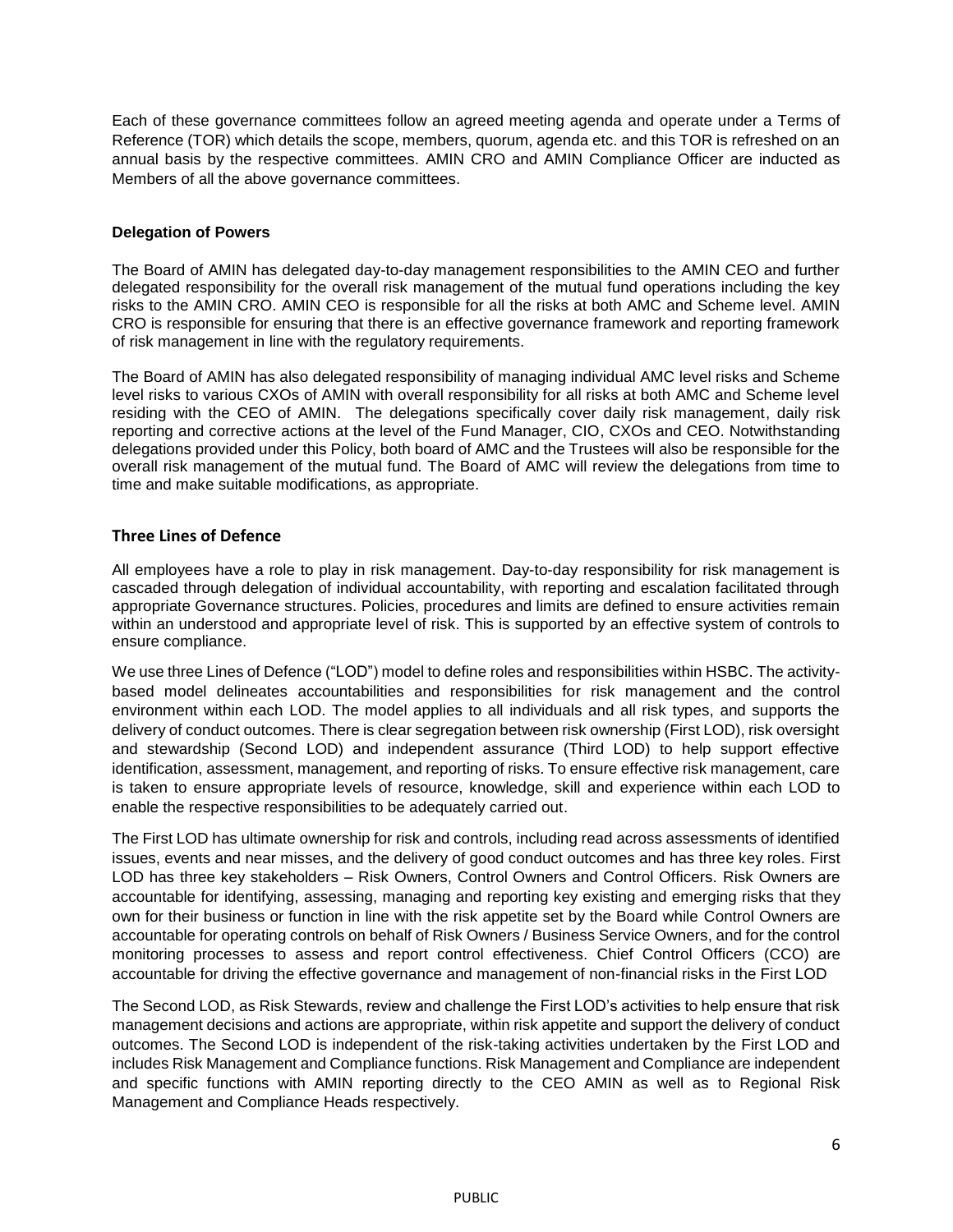Each of these governance committees follow an agreed meeting agenda and operate under a Terms of Reference (TOR) which details the scope, members, quorum, agenda etc. and this TOR is refreshed on an annual basis by the respective committees. AMIN CRO and AMIN Compliance Officer are inducted as Members of all the above governance committees.

**Delegation of Powers**

The Board of AMIN has delegated day-to-day management responsibilities to the AMIN CEO and further delegated responsibility for the overall risk management of the mutual fund operations including the key risks to the AMIN CRO. AMIN CEO is responsible for all the risks at both AMC and Scheme level. AMIN CRO is responsible for ensuring that there is an effective governance framework and reporting framework of risk management in line with the regulatory requirements.

The Board of AMIN has also delegated responsibility of managing individual AMC level risks and Scheme level risks to various CXOs of AMIN with overall responsibility for all risks at both AMC and Scheme level residing with the CEO of AMIN. The delegations specifically cover daily risk management, daily risk reporting and corrective actions at the level of the Fund Manager, CIO, CXOs and CEO. Notwithstanding delegations provided under this Policy, both board of AMC and the Trustees will also be responsible for the overall risk management of the mutual fund. The Board of AMC will review the delegations from time to time and make suitable modifications, as appropriate.

## Three Lines of Defence

All employees have a role to play in risk management. Day-to-day responsibility for risk management is cascaded through delegation of individual accountability, with reporting and escalation facilitated through appropriate Governance structures. Policies, procedures and limits are defined to ensure activities remain within an understood and appropriate level of risk. This is supported by an effective system of controls to ensure compliance.

We use three Lines of Defence ("LOD") model to define roles and responsibilities within HSBC. The activity-based model delineates accountabilities and responsibilities for risk management and the control environment within each LOD. The model applies to all individuals and all risk types, and supports the delivery of conduct outcomes. There is clear segregation between risk ownership (First LOD), risk oversight and stewardship (Second LOD) and independent assurance (Third LOD) to help support effective identification, assessment, management, and reporting of risks. To ensure effective risk management, care is taken to ensure appropriate levels of resource, knowledge, skill and experience within each LOD to enable the respective responsibilities to be adequately carried out.

The First LOD has ultimate ownership for risk and controls, including read across assessments of identified issues, events and near misses, and the delivery of good conduct outcomes and has three key roles. First LOD has three key stakeholders – Risk Owners, Control Owners and Control Officers. Risk Owners are accountable for identifying, assessing, managing and reporting key existing and emerging risks that they own for their business or function in line with the risk appetite set by the Board while Control Owners are accountable for operating controls on behalf of Risk Owners / Business Service Owners, and for the control monitoring processes to assess and report control effectiveness. Chief Control Officers (CCO) are accountable for driving the effective governance and management of non-financial risks in the First LOD

The Second LOD, as Risk Stewards, review and challenge the First LOD's activities to help ensure that risk management decisions and actions are appropriate, within risk appetite and support the delivery of conduct outcomes. The Second LOD is independent of the risk-taking activities undertaken by the First LOD and includes Risk Management and Compliance functions. Risk Management and Compliance are independent and specific functions with AMIN reporting directly to the CEO AMIN as well as to Regional Risk Management and Compliance Heads respectively.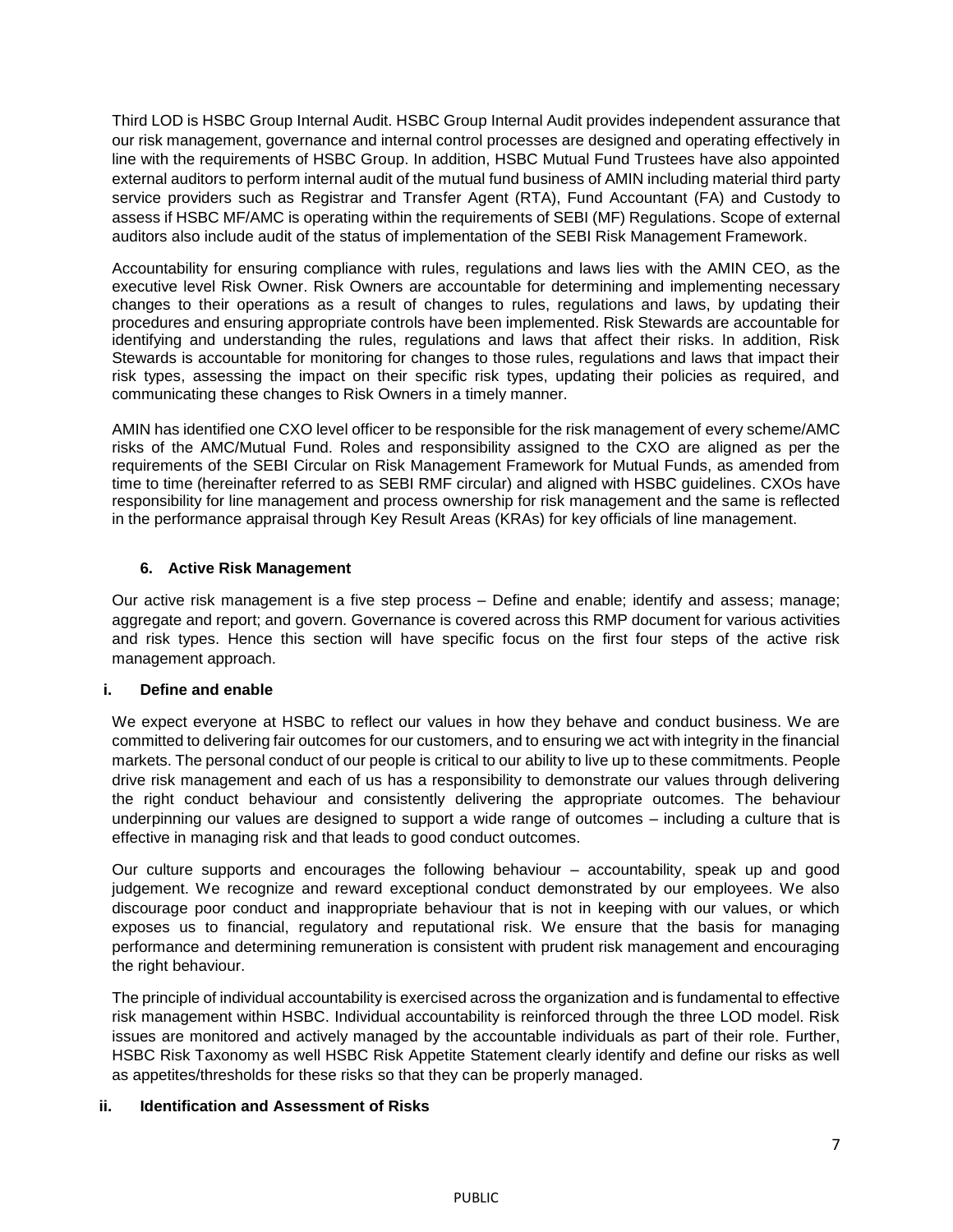Third LOD is HSBC Group Internal Audit. HSBC Group Internal Audit provides independent assurance that our risk management, governance and internal control processes are designed and operating effectively in line with the requirements of HSBC Group. In addition, HSBC Mutual Fund Trustees have also appointed external auditors to perform internal audit of the mutual fund business of AMIN including material third party service providers such as Registrar and Transfer Agent (RTA), Fund Accountant (FA) and Custody to assess if HSBC MF/AMC is operating within the requirements of SEBI (MF) Regulations. Scope of external auditors also include audit of the status of implementation of the SEBI Risk Management Framework.

Accountability for ensuring compliance with rules, regulations and laws lies with the AMIN CEO, as the executive level Risk Owner. Risk Owners are accountable for determining and implementing necessary changes to their operations as a result of changes to rules, regulations and laws, by updating their procedures and ensuring appropriate controls have been implemented. Risk Stewards are accountable for identifying and understanding the rules, regulations and laws that affect their risks. In addition, Risk Stewards is accountable for monitoring for changes to those rules, regulations and laws that impact their risk types, assessing the impact on their specific risk types, updating their policies as required, and communicating these changes to Risk Owners in a timely manner.

AMIN has identified one CXO level officer to be responsible for the risk management of every scheme/AMC risks of the AMC/Mutual Fund. Roles and responsibility assigned to the CXO are aligned as per the requirements of the SEBI Circular on Risk Management Framework for Mutual Funds, as amended from time to time (hereinafter referred to as SEBI RMF circular) and aligned with HSBC guidelines. CXOs have responsibility for line management and process ownership for risk management and the same is reflected in the performance appraisal through Key Result Areas (KRAs) for key officials of line management.

## 6. Active Risk Management

Our active risk management is a five step process – Define and enable; identify and assess; manage; aggregate and report; and govern. Governance is covered across this RMP document for various activities and risk types. Hence this section will have specific focus on the first four steps of the active risk management approach.

### i. Define and enable

We expect everyone at HSBC to reflect our values in how they behave and conduct business. We are committed to delivering fair outcomes for our customers, and to ensuring we act with integrity in the financial markets. The personal conduct of our people is critical to our ability to live up to these commitments. People drive risk management and each of us has a responsibility to demonstrate our values through delivering the right conduct behaviour and consistently delivering the appropriate outcomes. The behaviour underpinning our values are designed to support a wide range of outcomes – including a culture that is effective in managing risk and that leads to good conduct outcomes.

Our culture supports and encourages the following behaviour – accountability, speak up and good judgement. We recognize and reward exceptional conduct demonstrated by our employees. We also discourage poor conduct and inappropriate behaviour that is not in keeping with our values, or which exposes us to financial, regulatory and reputational risk. We ensure that the basis for managing performance and determining remuneration is consistent with prudent risk management and encouraging the right behaviour.

The principle of individual accountability is exercised across the organization and is fundamental to effective risk management within HSBC. Individual accountability is reinforced through the three LOD model. Risk issues are monitored and actively managed by the accountable individuals as part of their role. Further, HSBC Risk Taxonomy as well HSBC Risk Appetite Statement clearly identify and define our risks as well as appetites/thresholds for these risks so that they can be properly managed.

### ii. Identification and Assessment of Risks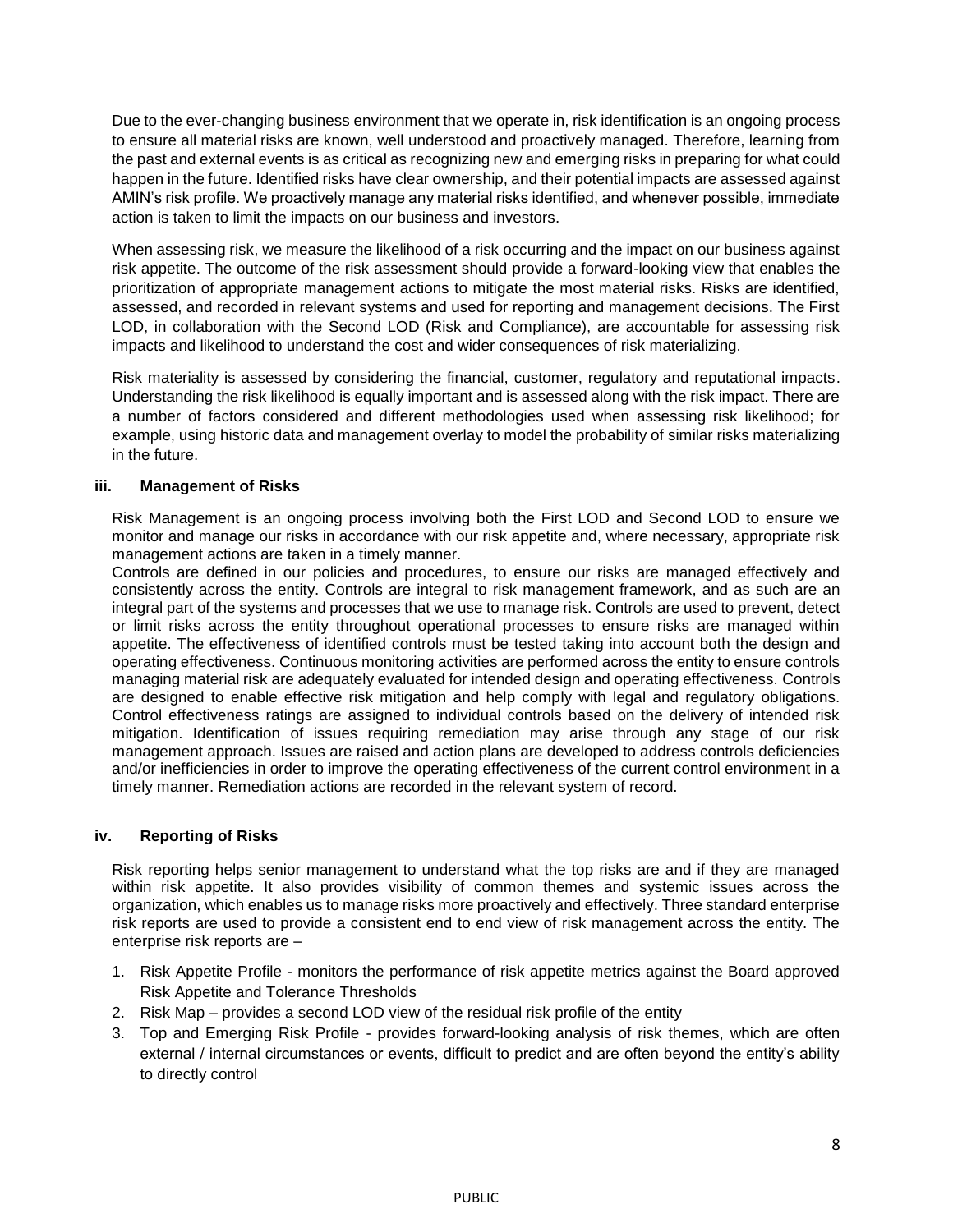Due to the ever-changing business environment that we operate in, risk identification is an ongoing process to ensure all material risks are known, well understood and proactively managed. Therefore, learning from the past and external events is as critical as recognizing new and emerging risks in preparing for what could happen in the future. Identified risks have clear ownership, and their potential impacts are assessed against AMIN's risk profile. We proactively manage any material risks identified, and whenever possible, immediate action is taken to limit the impacts on our business and investors.

When assessing risk, we measure the likelihood of a risk occurring and the impact on our business against risk appetite. The outcome of the risk assessment should provide a forward-looking view that enables the prioritization of appropriate management actions to mitigate the most material risks. Risks are identified, assessed, and recorded in relevant systems and used for reporting and management decisions. The First LOD, in collaboration with the Second LOD (Risk and Compliance), are accountable for assessing risk impacts and likelihood to understand the cost and wider consequences of risk materializing.

Risk materiality is assessed by considering the financial, customer, regulatory and reputational impacts. Understanding the risk likelihood is equally important and is assessed along with the risk impact. There are a number of factors considered and different methodologies used when assessing risk likelihood; for example, using historic data and management overlay to model the probability of similar risks materializing in the future.

#### iii. Management of Risks

Risk Management is an ongoing process involving both the First LOD and Second LOD to ensure we monitor and manage our risks in accordance with our risk appetite and, where necessary, appropriate risk management actions are taken in a timely manner.

Controls are defined in our policies and procedures, to ensure our risks are managed effectively and consistently across the entity. Controls are integral to risk management framework, and as such are an integral part of the systems and processes that we use to manage risk. Controls are used to prevent, detect or limit risks across the entity throughout operational processes to ensure risks are managed within appetite. The effectiveness of identified controls must be tested taking into account both the design and operating effectiveness. Continuous monitoring activities are performed across the entity to ensure controls managing material risk are adequately evaluated for intended design and operating effectiveness. Controls are designed to enable effective risk mitigation and help comply with legal and regulatory obligations. Control effectiveness ratings are assigned to individual controls based on the delivery of intended risk mitigation. Identification of issues requiring remediation may arise through any stage of our risk management approach. Issues are raised and action plans are developed to address controls deficiencies and/or inefficiencies in order to improve the operating effectiveness of the current control environment in a timely manner. Remediation actions are recorded in the relevant system of record.

#### iv. Reporting of Risks

Risk reporting helps senior management to understand what the top risks are and if they are managed within risk appetite. It also provides visibility of common themes and systemic issues across the organization, which enables us to manage risks more proactively and effectively. Three standard enterprise risk reports are used to provide a consistent end to end view of risk management across the entity. The enterprise risk reports are –

1. Risk Appetite Profile - monitors the performance of risk appetite metrics against the Board approved Risk Appetite and Tolerance Thresholds
2. Risk Map – provides a second LOD view of the residual risk profile of the entity
3. Top and Emerging Risk Profile - provides forward-looking analysis of risk themes, which are often external / internal circumstances or events, difficult to predict and are often beyond the entity's ability to directly control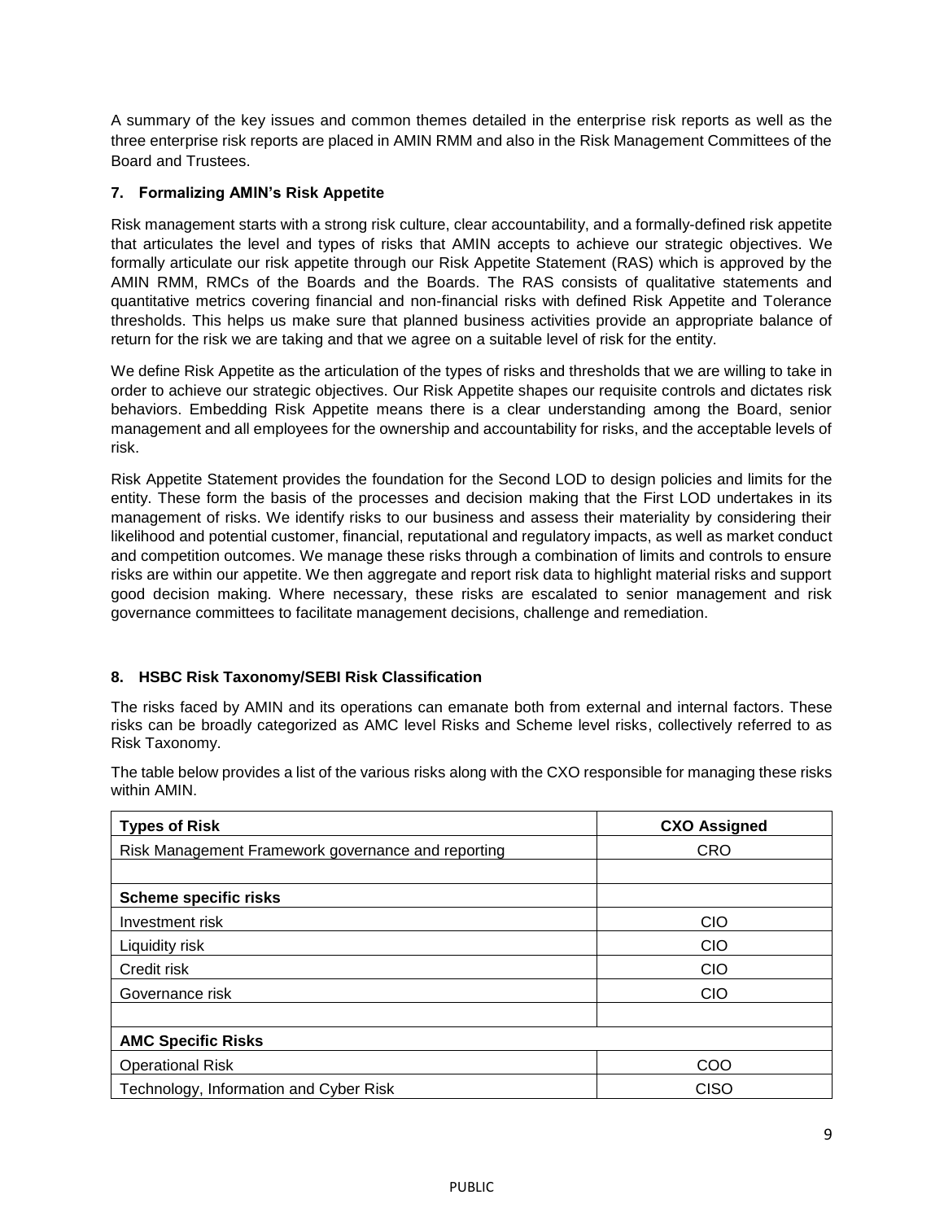A summary of the key issues and common themes detailed in the enterprise risk reports as well as the three enterprise risk reports are placed in AMIN RMM and also in the Risk Management Committees of the Board and Trustees.

## 7. Formalizing AMIN's Risk Appetite

Risk management starts with a strong risk culture, clear accountability, and a formally-defined risk appetite that articulates the level and types of risks that AMIN accepts to achieve our strategic objectives. We formally articulate our risk appetite through our Risk Appetite Statement (RAS) which is approved by the AMIN RMM, RMCs of the Boards and the Boards. The RAS consists of qualitative statements and quantitative metrics covering financial and non-financial risks with defined Risk Appetite and Tolerance thresholds. This helps us make sure that planned business activities provide an appropriate balance of return for the risk we are taking and that we agree on a suitable level of risk for the entity.

We define Risk Appetite as the articulation of the types of risks and thresholds that we are willing to take in order to achieve our strategic objectives. Our Risk Appetite shapes our requisite controls and dictates risk behaviors. Embedding Risk Appetite means there is a clear understanding among the Board, senior management and all employees for the ownership and accountability for risks, and the acceptable levels of risk.

Risk Appetite Statement provides the foundation for the Second LOD to design policies and limits for the entity. These form the basis of the processes and decision making that the First LOD undertakes in its management of risks. We identify risks to our business and assess their materiality by considering their likelihood and potential customer, financial, reputational and regulatory impacts, as well as market conduct and competition outcomes. We manage these risks through a combination of limits and controls to ensure risks are within our appetite. We then aggregate and report risk data to highlight material risks and support good decision making. Where necessary, these risks are escalated to senior management and risk governance committees to facilitate management decisions, challenge and remediation.

## 8. HSBC Risk Taxonomy/SEBI Risk Classification

The risks faced by AMIN and its operations can emanate both from external and internal factors. These risks can be broadly categorized as AMC level Risks and Scheme level risks, collectively referred to as Risk Taxonomy.

The table below provides a list of the various risks along with the CXO responsible for managing these risks within AMIN.

| **Types of Risk** | **CXO Assigned** |
|---|---|
| Risk Management Framework governance and reporting | CRO |
| | |
| **Scheme specific risks** | |
| Investment risk | CIO |
| Liquidity risk | CIO |
| Credit risk | CIO |
| Governance risk | CIO |
| | |
| **AMC Specific Risks** | |
| Operational Risk | COO |
| Technology, Information and Cyber Risk | CISO |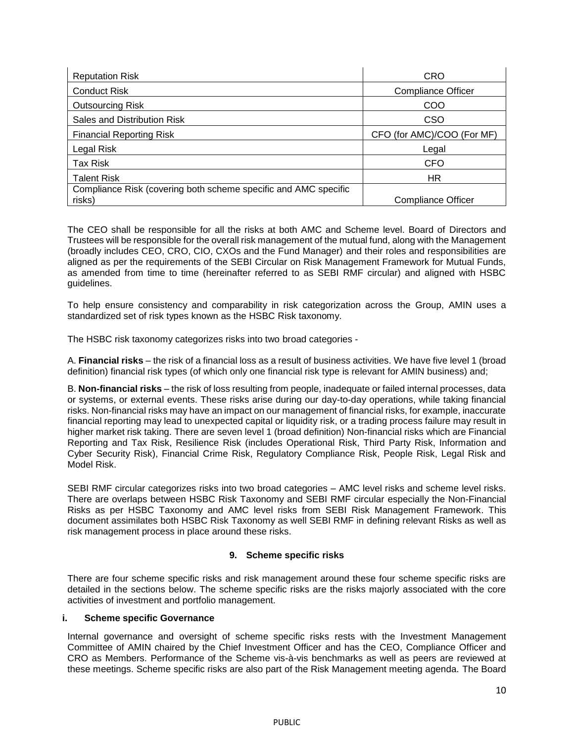| Reputation Risk | CRO |
|---|---|
| Conduct Risk | Compliance Officer |
| Outsourcing Risk | COO |
| Sales and Distribution Risk | CSO |
| Financial Reporting Risk | CFO (for AMC)/COO (For MF) |
| Legal Risk | Legal |
| Tax Risk | CFO |
| Talent Risk | HR |
| Compliance Risk (covering both scheme specific and AMC specific risks) | Compliance Officer |

The CEO shall be responsible for all the risks at both AMC and Scheme level. Board of Directors and Trustees will be responsible for the overall risk management of the mutual fund, along with the Management (broadly includes CEO, CRO, CIO, CXOs and the Fund Manager) and their roles and responsibilities are aligned as per the requirements of the SEBI Circular on Risk Management Framework for Mutual Funds, as amended from time to time (hereinafter referred to as SEBI RMF circular) and aligned with HSBC guidelines.

To help ensure consistency and comparability in risk categorization across the Group, AMIN uses a standardized set of risk types known as the HSBC Risk taxonomy.

The HSBC risk taxonomy categorizes risks into two broad categories -

A. **Financial risks** – the risk of a financial loss as a result of business activities. We have five level 1 (broad definition) financial risk types (of which only one financial risk type is relevant for AMIN business) and;

B. **Non-financial risks** – the risk of loss resulting from people, inadequate or failed internal processes, data or systems, or external events. These risks arise during our day-to-day operations, while taking financial risks. Non-financial risks may have an impact on our management of financial risks, for example, inaccurate financial reporting may lead to unexpected capital or liquidity risk, or a trading process failure may result in higher market risk taking. There are seven level 1 (broad definition) Non-financial risks which are Financial Reporting and Tax Risk, Resilience Risk (includes Operational Risk, Third Party Risk, Information and Cyber Security Risk), Financial Crime Risk, Regulatory Compliance Risk, People Risk, Legal Risk and Model Risk.

SEBI RMF circular categorizes risks into two broad categories – AMC level risks and scheme level risks. There are overlaps between HSBC Risk Taxonomy and SEBI RMF circular especially the Non-Financial Risks as per HSBC Taxonomy and AMC level risks from SEBI Risk Management Framework. This document assimilates both HSBC Risk Taxonomy as well SEBI RMF in defining relevant Risks as well as risk management process in place around these risks.

## 9. Scheme specific risks

There are four scheme specific risks and risk management around these four scheme specific risks are detailed in the sections below. The scheme specific risks are the risks majorly associated with the core activities of investment and portfolio management.

### i. Scheme specific Governance

Internal governance and oversight of scheme specific risks rests with the Investment Management Committee of AMIN chaired by the Chief Investment Officer and has the CEO, Compliance Officer and CRO as Members. Performance of the Scheme vis-à-vis benchmarks as well as peers are reviewed at these meetings. Scheme specific risks are also part of the Risk Management meeting agenda. The Board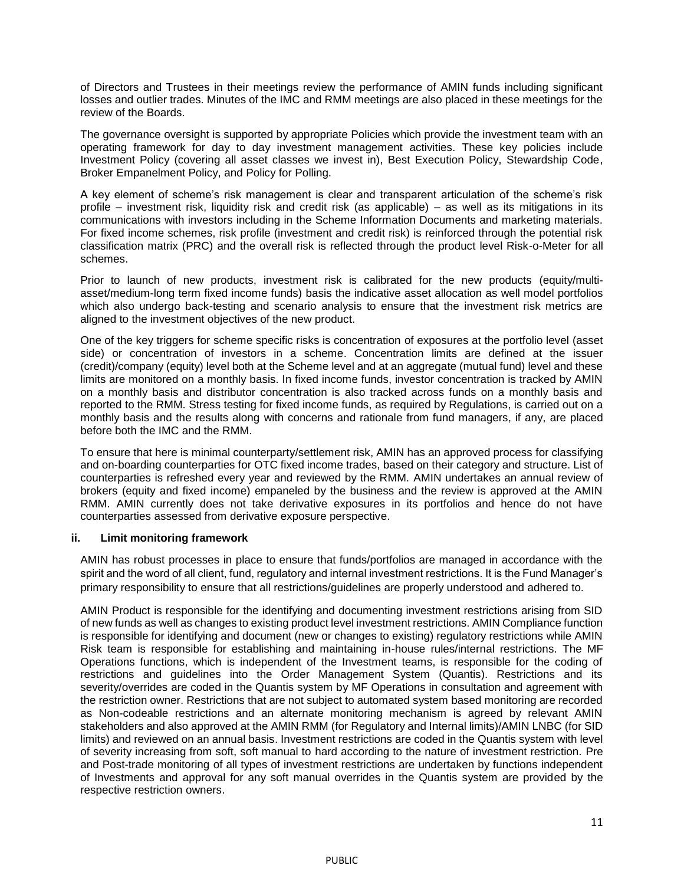of Directors and Trustees in their meetings review the performance of AMIN funds including significant losses and outlier trades. Minutes of the IMC and RMM meetings are also placed in these meetings for the review of the Boards.

The governance oversight is supported by appropriate Policies which provide the investment team with an operating framework for day to day investment management activities. These key policies include Investment Policy (covering all asset classes we invest in), Best Execution Policy, Stewardship Code, Broker Empanelment Policy, and Policy for Polling.

A key element of scheme's risk management is clear and transparent articulation of the scheme's risk profile – investment risk, liquidity risk and credit risk (as applicable) – as well as its mitigations in its communications with investors including in the Scheme Information Documents and marketing materials. For fixed income schemes, risk profile (investment and credit risk) is reinforced through the potential risk classification matrix (PRC) and the overall risk is reflected through the product level Risk-o-Meter for all schemes.

Prior to launch of new products, investment risk is calibrated for the new products (equity/multi-asset/medium-long term fixed income funds) basis the indicative asset allocation as well model portfolios which also undergo back-testing and scenario analysis to ensure that the investment risk metrics are aligned to the investment objectives of the new product.

One of the key triggers for scheme specific risks is concentration of exposures at the portfolio level (asset side) or concentration of investors in a scheme. Concentration limits are defined at the issuer (credit)/company (equity) level both at the Scheme level and at an aggregate (mutual fund) level and these limits are monitored on a monthly basis. In fixed income funds, investor concentration is tracked by AMIN on a monthly basis and distributor concentration is also tracked across funds on a monthly basis and reported to the RMM. Stress testing for fixed income funds, as required by Regulations, is carried out on a monthly basis and the results along with concerns and rationale from fund managers, if any, are placed before both the IMC and the RMM.

To ensure that here is minimal counterparty/settlement risk, AMIN has an approved process for classifying and on-boarding counterparties for OTC fixed income trades, based on their category and structure. List of counterparties is refreshed every year and reviewed by the RMM. AMIN undertakes an annual review of brokers (equity and fixed income) empaneled by the business and the review is approved at the AMIN RMM. AMIN currently does not take derivative exposures in its portfolios and hence do not have counterparties assessed from derivative exposure perspective.

### ii. Limit monitoring framework

AMIN has robust processes in place to ensure that funds/portfolios are managed in accordance with the spirit and the word of all client, fund, regulatory and internal investment restrictions. It is the Fund Manager's primary responsibility to ensure that all restrictions/guidelines are properly understood and adhered to.

AMIN Product is responsible for the identifying and documenting investment restrictions arising from SID of new funds as well as changes to existing product level investment restrictions. AMIN Compliance function is responsible for identifying and document (new or changes to existing) regulatory restrictions while AMIN Risk team is responsible for establishing and maintaining in-house rules/internal restrictions. The MF Operations functions, which is independent of the Investment teams, is responsible for the coding of restrictions and guidelines into the Order Management System (Quantis). Restrictions and its severity/overrides are coded in the Quantis system by MF Operations in consultation and agreement with the restriction owner. Restrictions that are not subject to automated system based monitoring are recorded as Non-codeable restrictions and an alternate monitoring mechanism is agreed by relevant AMIN stakeholders and also approved at the AMIN RMM (for Regulatory and Internal limits)/AMIN LNBC (for SID limits) and reviewed on an annual basis. Investment restrictions are coded in the Quantis system with level of severity increasing from soft, soft manual to hard according to the nature of investment restriction. Pre and Post-trade monitoring of all types of investment restrictions are undertaken by functions independent of Investments and approval for any soft manual overrides in the Quantis system are provided by the respective restriction owners.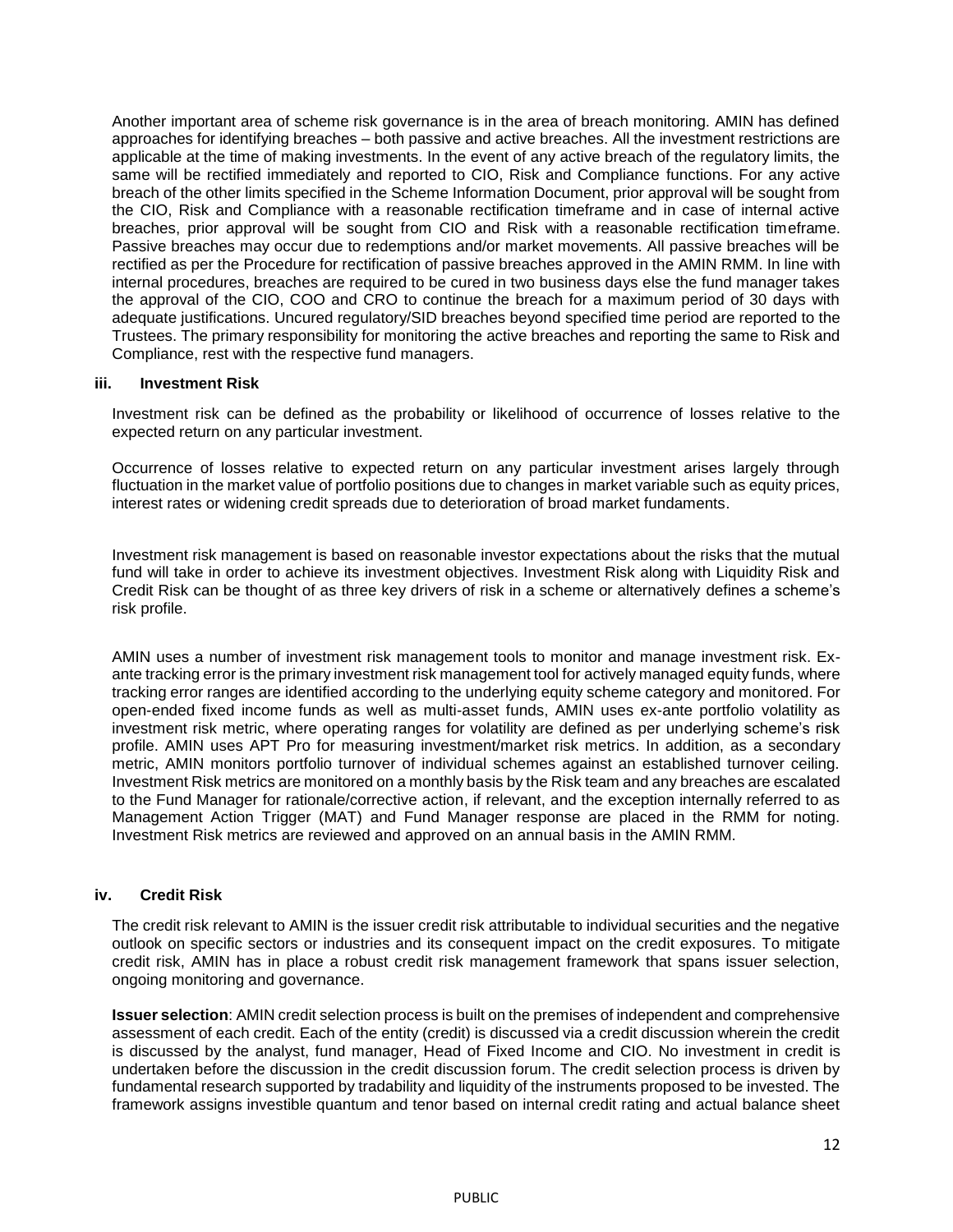Another important area of scheme risk governance is in the area of breach monitoring. AMIN has defined approaches for identifying breaches – both passive and active breaches. All the investment restrictions are applicable at the time of making investments. In the event of any active breach of the regulatory limits, the same will be rectified immediately and reported to CIO, Risk and Compliance functions. For any active breach of the other limits specified in the Scheme Information Document, prior approval will be sought from the CIO, Risk and Compliance with a reasonable rectification timeframe and in case of internal active breaches, prior approval will be sought from CIO and Risk with a reasonable rectification timeframe. Passive breaches may occur due to redemptions and/or market movements. All passive breaches will be rectified as per the Procedure for rectification of passive breaches approved in the AMIN RMM. In line with internal procedures, breaches are required to be cured in two business days else the fund manager takes the approval of the CIO, COO and CRO to continue the breach for a maximum period of 30 days with adequate justifications. Uncured regulatory/SID breaches beyond specified time period are reported to the Trustees. The primary responsibility for monitoring the active breaches and reporting the same to Risk and Compliance, rest with the respective fund managers.

### iii. Investment Risk

Investment risk can be defined as the probability or likelihood of occurrence of losses relative to the expected return on any particular investment.

Occurrence of losses relative to expected return on any particular investment arises largely through fluctuation in the market value of portfolio positions due to changes in market variable such as equity prices, interest rates or widening credit spreads due to deterioration of broad market fundaments.

Investment risk management is based on reasonable investor expectations about the risks that the mutual fund will take in order to achieve its investment objectives. Investment Risk along with Liquidity Risk and Credit Risk can be thought of as three key drivers of risk in a scheme or alternatively defines a scheme's risk profile.

AMIN uses a number of investment risk management tools to monitor and manage investment risk. Ex-ante tracking error is the primary investment risk management tool for actively managed equity funds, where tracking error ranges are identified according to the underlying equity scheme category and monitored. For open-ended fixed income funds as well as multi-asset funds, AMIN uses ex-ante portfolio volatility as investment risk metric, where operating ranges for volatility are defined as per underlying scheme's risk profile. AMIN uses APT Pro for measuring investment/market risk metrics. In addition, as a secondary metric, AMIN monitors portfolio turnover of individual schemes against an established turnover ceiling. Investment Risk metrics are monitored on a monthly basis by the Risk team and any breaches are escalated to the Fund Manager for rationale/corrective action, if relevant, and the exception internally referred to as Management Action Trigger (MAT) and Fund Manager response are placed in the RMM for noting. Investment Risk metrics are reviewed and approved on an annual basis in the AMIN RMM.

### iv. Credit Risk

The credit risk relevant to AMIN is the issuer credit risk attributable to individual securities and the negative outlook on specific sectors or industries and its consequent impact on the credit exposures. To mitigate credit risk, AMIN has in place a robust credit risk management framework that spans issuer selection, ongoing monitoring and governance.

**Issuer selection**: AMIN credit selection process is built on the premises of independent and comprehensive assessment of each credit. Each of the entity (credit) is discussed via a credit discussion wherein the credit is discussed by the analyst, fund manager, Head of Fixed Income and CIO. No investment in credit is undertaken before the discussion in the credit discussion forum. The credit selection process is driven by fundamental research supported by tradability and liquidity of the instruments proposed to be invested. The framework assigns investible quantum and tenor based on internal credit rating and actual balance sheet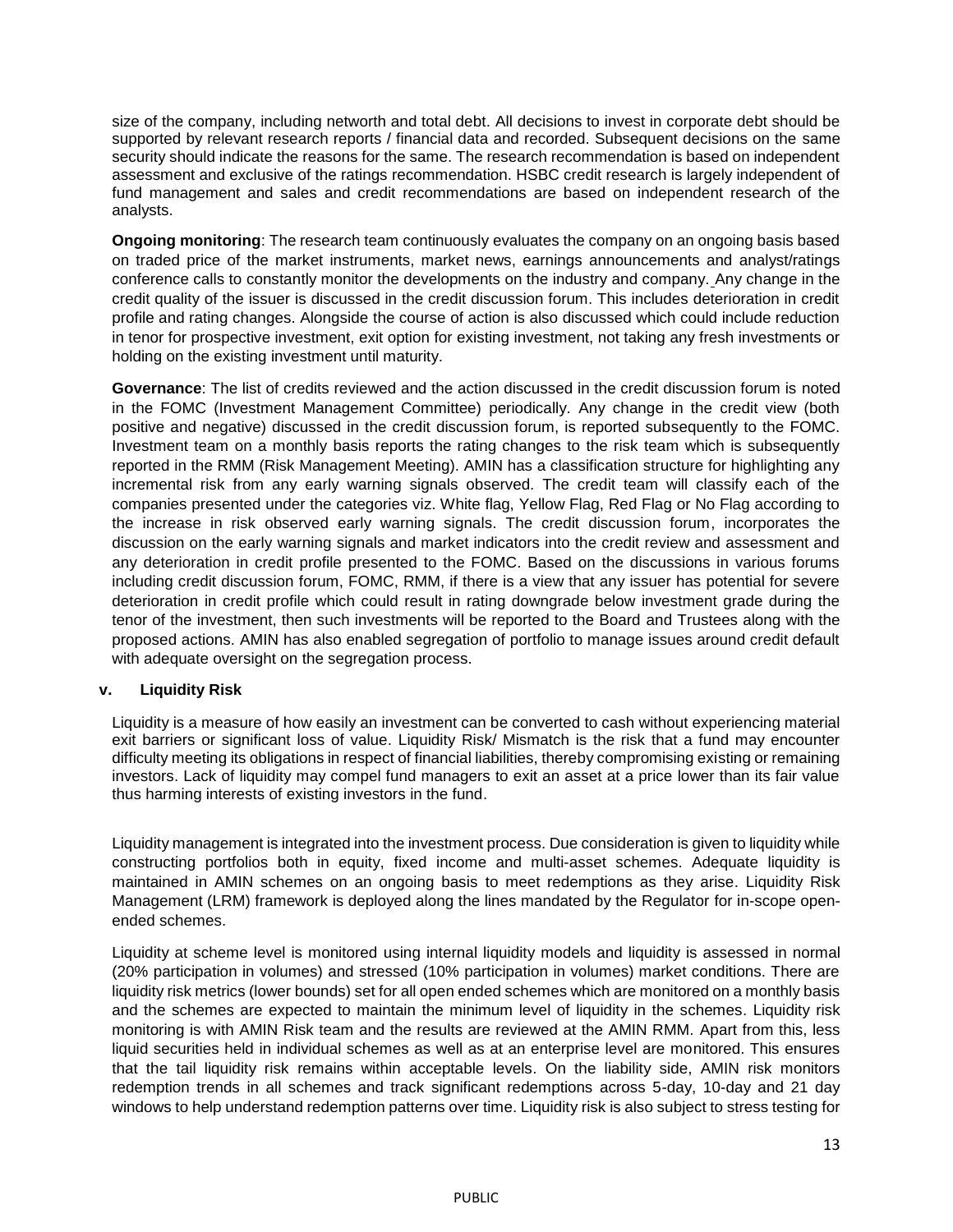size of the company, including networth and total debt. All decisions to invest in corporate debt should be supported by relevant research reports / financial data and recorded. Subsequent decisions on the same security should indicate the reasons for the same. The research recommendation is based on independent assessment and exclusive of the ratings recommendation. HSBC credit research is largely independent of fund management and sales and credit recommendations are based on independent research of the analysts.

**Ongoing monitoring**: The research team continuously evaluates the company on an ongoing basis based on traded price of the market instruments, market news, earnings announcements and analyst/ratings conference calls to constantly monitor the developments on the industry and company. Any change in the credit quality of the issuer is discussed in the credit discussion forum. This includes deterioration in credit profile and rating changes. Alongside the course of action is also discussed which could include reduction in tenor for prospective investment, exit option for existing investment, not taking any fresh investments or holding on the existing investment until maturity.

**Governance**: The list of credits reviewed and the action discussed in the credit discussion forum is noted in the FOMC (Investment Management Committee) periodically. Any change in the credit view (both positive and negative) discussed in the credit discussion forum, is reported subsequently to the FOMC. Investment team on a monthly basis reports the rating changes to the risk team which is subsequently reported in the RMM (Risk Management Meeting). AMIN has a classification structure for highlighting any incremental risk from any early warning signals observed. The credit team will classify each of the companies presented under the categories viz. White flag, Yellow Flag, Red Flag or No Flag according to the increase in risk observed early warning signals. The credit discussion forum, incorporates the discussion on the early warning signals and market indicators into the credit review and assessment and any deterioration in credit profile presented to the FOMC. Based on the discussions in various forums including credit discussion forum, FOMC, RMM, if there is a view that any issuer has potential for severe deterioration in credit profile which could result in rating downgrade below investment grade during the tenor of the investment, then such investments will be reported to the Board and Trustees along with the proposed actions. AMIN has also enabled segregation of portfolio to manage issues around credit default with adequate oversight on the segregation process.

### v. Liquidity Risk

Liquidity is a measure of how easily an investment can be converted to cash without experiencing material exit barriers or significant loss of value. Liquidity Risk/ Mismatch is the risk that a fund may encounter difficulty meeting its obligations in respect of financial liabilities, thereby compromising existing or remaining investors. Lack of liquidity may compel fund managers to exit an asset at a price lower than its fair value thus harming interests of existing investors in the fund.

Liquidity management is integrated into the investment process. Due consideration is given to liquidity while constructing portfolios both in equity, fixed income and multi-asset schemes. Adequate liquidity is maintained in AMIN schemes on an ongoing basis to meet redemptions as they arise. Liquidity Risk Management (LRM) framework is deployed along the lines mandated by the Regulator for in-scope open-ended schemes.

Liquidity at scheme level is monitored using internal liquidity models and liquidity is assessed in normal (20% participation in volumes) and stressed (10% participation in volumes) market conditions. There are liquidity risk metrics (lower bounds) set for all open ended schemes which are monitored on a monthly basis and the schemes are expected to maintain the minimum level of liquidity in the schemes. Liquidity risk monitoring is with AMIN Risk team and the results are reviewed at the AMIN RMM. Apart from this, less liquid securities held in individual schemes as well as at an enterprise level are monitored. This ensures that the tail liquidity risk remains within acceptable levels. On the liability side, AMIN risk monitors redemption trends in all schemes and track significant redemptions across 5-day, 10-day and 21 day windows to help understand redemption patterns over time. Liquidity risk is also subject to stress testing for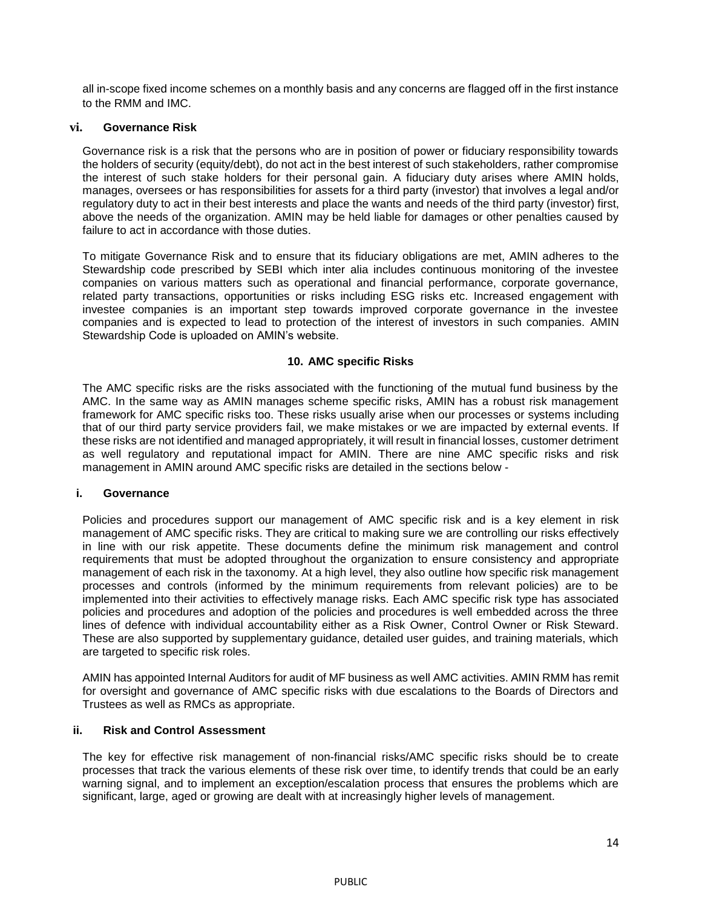all in-scope fixed income schemes on a monthly basis and any concerns are flagged off in the first instance to the RMM and IMC.

### vi. Governance Risk

Governance risk is a risk that the persons who are in position of power or fiduciary responsibility towards the holders of security (equity/debt), do not act in the best interest of such stakeholders, rather compromise the interest of such stake holders for their personal gain. A fiduciary duty arises where AMIN holds, manages, oversees or has responsibilities for assets for a third party (investor) that involves a legal and/or regulatory duty to act in their best interests and place the wants and needs of the third party (investor) first, above the needs of the organization. AMIN may be held liable for damages or other penalties caused by failure to act in accordance with those duties.

To mitigate Governance Risk and to ensure that its fiduciary obligations are met, AMIN adheres to the Stewardship code prescribed by SEBI which inter alia includes continuous monitoring of the investee companies on various matters such as operational and financial performance, corporate governance, related party transactions, opportunities or risks including ESG risks etc. Increased engagement with investee companies is an important step towards improved corporate governance in the investee companies and is expected to lead to protection of the interest of investors in such companies. AMIN Stewardship Code is uploaded on AMIN's website.

## 10. AMC specific Risks

The AMC specific risks are the risks associated with the functioning of the mutual fund business by the AMC. In the same way as AMIN manages scheme specific risks, AMIN has a robust risk management framework for AMC specific risks too. These risks usually arise when our processes or systems including that of our third party service providers fail, we make mistakes or we are impacted by external events. If these risks are not identified and managed appropriately, it will result in financial losses, customer detriment as well regulatory and reputational impact for AMIN. There are nine AMC specific risks and risk management in AMIN around AMC specific risks are detailed in the sections below -

### i. Governance

Policies and procedures support our management of AMC specific risk and is a key element in risk management of AMC specific risks. They are critical to making sure we are controlling our risks effectively in line with our risk appetite. These documents define the minimum risk management and control requirements that must be adopted throughout the organization to ensure consistency and appropriate management of each risk in the taxonomy. At a high level, they also outline how specific risk management processes and controls (informed by the minimum requirements from relevant policies) are to be implemented into their activities to effectively manage risks. Each AMC specific risk type has associated policies and procedures and adoption of the policies and procedures is well embedded across the three lines of defence with individual accountability either as a Risk Owner, Control Owner or Risk Steward. These are also supported by supplementary guidance, detailed user guides, and training materials, which are targeted to specific risk roles.

AMIN has appointed Internal Auditors for audit of MF business as well AMC activities. AMIN RMM has remit for oversight and governance of AMC specific risks with due escalations to the Boards of Directors and Trustees as well as RMCs as appropriate.

### ii. Risk and Control Assessment

The key for effective risk management of non-financial risks/AMC specific risks should be to create processes that track the various elements of these risk over time, to identify trends that could be an early warning signal, and to implement an exception/escalation process that ensures the problems which are significant, large, aged or growing are dealt with at increasingly higher levels of management.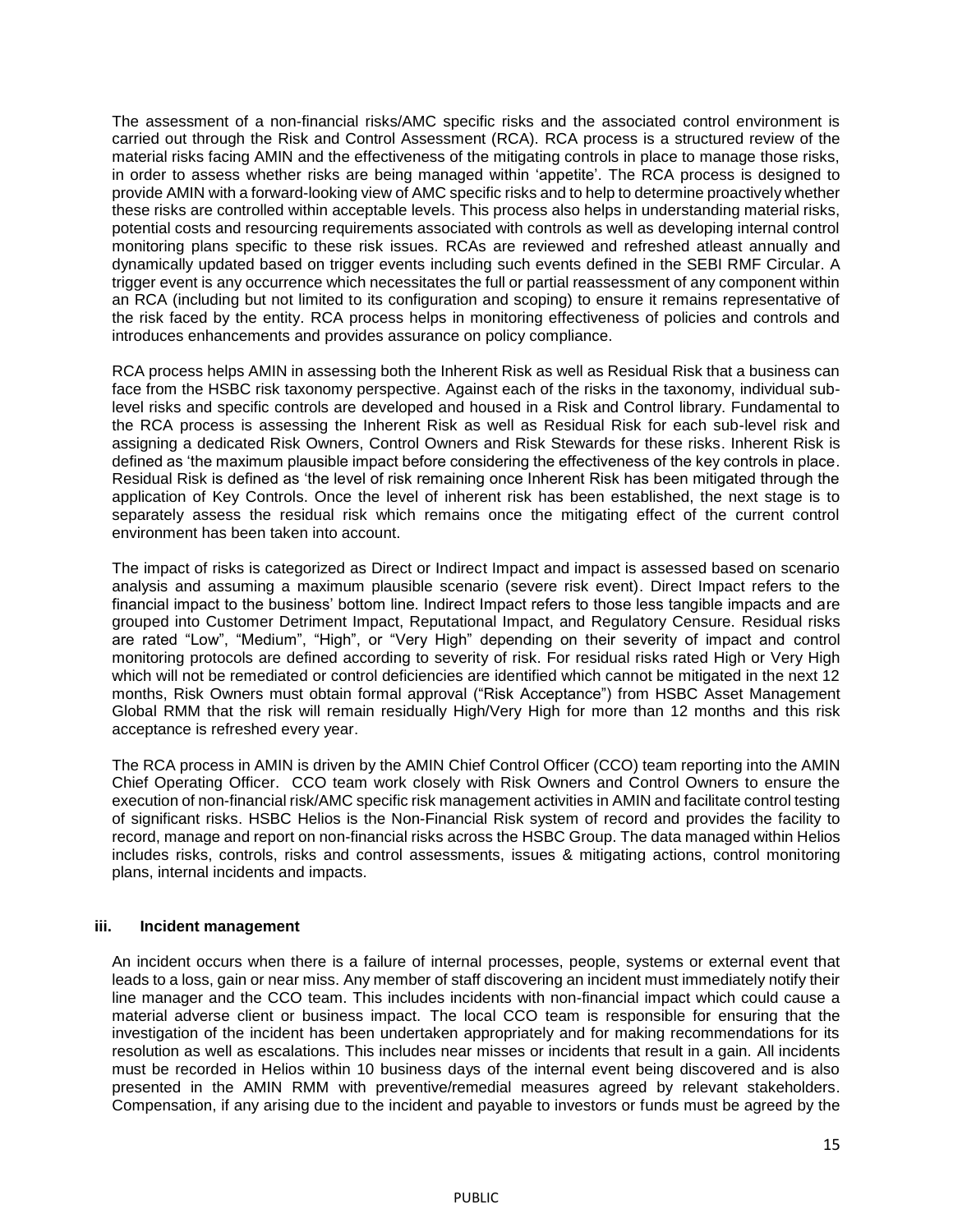The assessment of a non-financial risks/AMC specific risks and the associated control environment is carried out through the Risk and Control Assessment (RCA). RCA process is a structured review of the material risks facing AMIN and the effectiveness of the mitigating controls in place to manage those risks, in order to assess whether risks are being managed within 'appetite'. The RCA process is designed to provide AMIN with a forward-looking view of AMC specific risks and to help to determine proactively whether these risks are controlled within acceptable levels. This process also helps in understanding material risks, potential costs and resourcing requirements associated with controls as well as developing internal control monitoring plans specific to these risk issues. RCAs are reviewed and refreshed atleast annually and dynamically updated based on trigger events including such events defined in the SEBI RMF Circular. A trigger event is any occurrence which necessitates the full or partial reassessment of any component within an RCA (including but not limited to its configuration and scoping) to ensure it remains representative of the risk faced by the entity. RCA process helps in monitoring effectiveness of policies and controls and introduces enhancements and provides assurance on policy compliance.

RCA process helps AMIN in assessing both the Inherent Risk as well as Residual Risk that a business can face from the HSBC risk taxonomy perspective. Against each of the risks in the taxonomy, individual sub-level risks and specific controls are developed and housed in a Risk and Control library. Fundamental to the RCA process is assessing the Inherent Risk as well as Residual Risk for each sub-level risk and assigning a dedicated Risk Owners, Control Owners and Risk Stewards for these risks. Inherent Risk is defined as 'the maximum plausible impact before considering the effectiveness of the key controls in place. Residual Risk is defined as 'the level of risk remaining once Inherent Risk has been mitigated through the application of Key Controls. Once the level of inherent risk has been established, the next stage is to separately assess the residual risk which remains once the mitigating effect of the current control environment has been taken into account.

The impact of risks is categorized as Direct or Indirect Impact and impact is assessed based on scenario analysis and assuming a maximum plausible scenario (severe risk event). Direct Impact refers to the financial impact to the business' bottom line. Indirect Impact refers to those less tangible impacts and are grouped into Customer Detriment Impact, Reputational Impact, and Regulatory Censure. Residual risks are rated "Low", "Medium", "High", or "Very High" depending on their severity of impact and control monitoring protocols are defined according to severity of risk. For residual risks rated High or Very High which will not be remediated or control deficiencies are identified which cannot be mitigated in the next 12 months, Risk Owners must obtain formal approval ("Risk Acceptance") from HSBC Asset Management Global RMM that the risk will remain residually High/Very High for more than 12 months and this risk acceptance is refreshed every year.

The RCA process in AMIN is driven by the AMIN Chief Control Officer (CCO) team reporting into the AMIN Chief Operating Officer. CCO team work closely with Risk Owners and Control Owners to ensure the execution of non-financial risk/AMC specific risk management activities in AMIN and facilitate control testing of significant risks. HSBC Helios is the Non-Financial Risk system of record and provides the facility to record, manage and report on non-financial risks across the HSBC Group. The data managed within Helios includes risks, controls, risks and control assessments, issues & mitigating actions, control monitoring plans, internal incidents and impacts.

### iii. Incident management

An incident occurs when there is a failure of internal processes, people, systems or external event that leads to a loss, gain or near miss. Any member of staff discovering an incident must immediately notify their line manager and the CCO team. This includes incidents with non-financial impact which could cause a material adverse client or business impact. The local CCO team is responsible for ensuring that the investigation of the incident has been undertaken appropriately and for making recommendations for its resolution as well as escalations. This includes near misses or incidents that result in a gain. All incidents must be recorded in Helios within 10 business days of the internal event being discovered and is also presented in the AMIN RMM with preventive/remedial measures agreed by relevant stakeholders. Compensation, if any arising due to the incident and payable to investors or funds must be agreed by the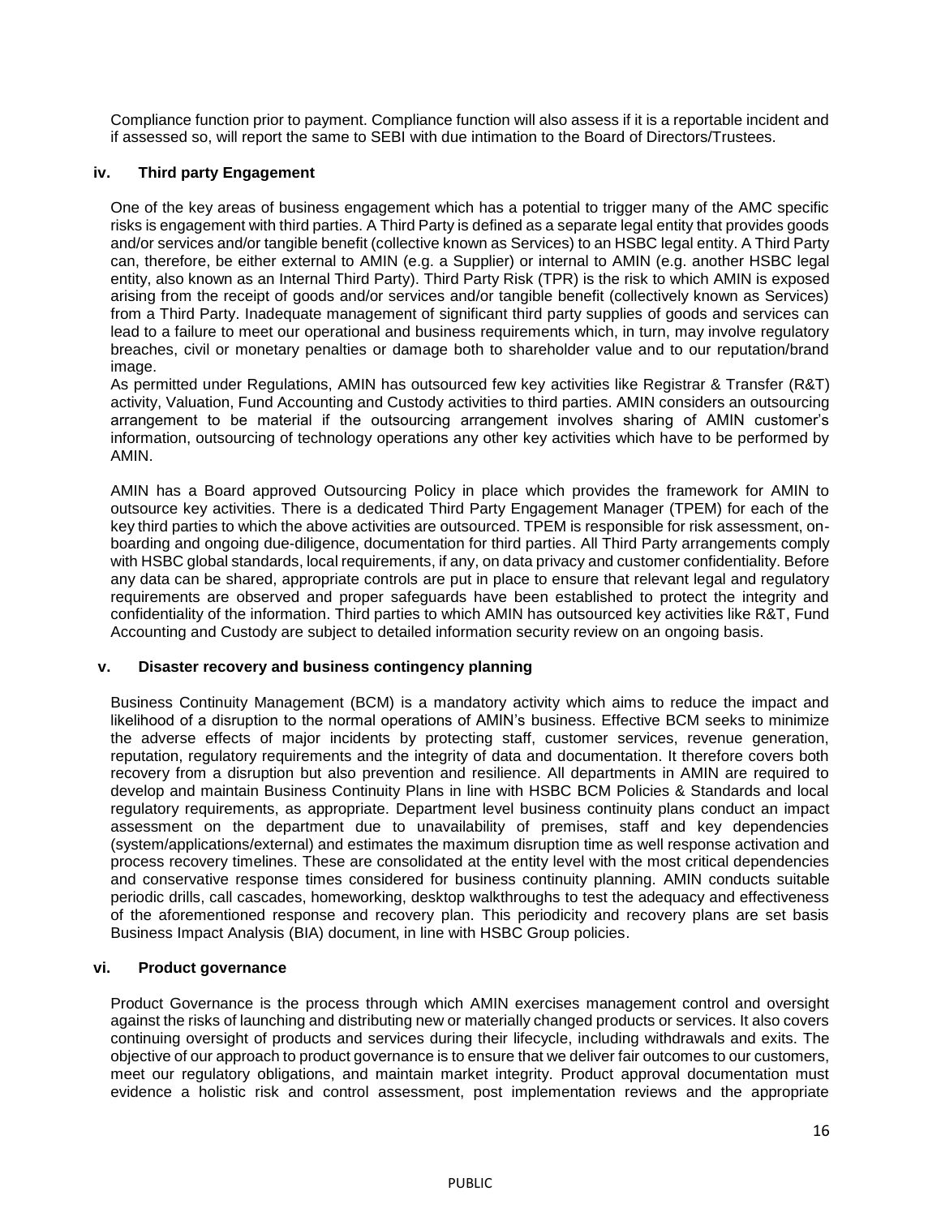Compliance function prior to payment. Compliance function will also assess if it is a reportable incident and if assessed so, will report the same to SEBI with due intimation to the Board of Directors/Trustees.

### iv. Third party Engagement

One of the key areas of business engagement which has a potential to trigger many of the AMC specific risks is engagement with third parties. A Third Party is defined as a separate legal entity that provides goods and/or services and/or tangible benefit (collective known as Services) to an HSBC legal entity. A Third Party can, therefore, be either external to AMIN (e.g. a Supplier) or internal to AMIN (e.g. another HSBC legal entity, also known as an Internal Third Party). Third Party Risk (TPR) is the risk to which AMIN is exposed arising from the receipt of goods and/or services and/or tangible benefit (collectively known as Services) from a Third Party. Inadequate management of significant third party supplies of goods and services can lead to a failure to meet our operational and business requirements which, in turn, may involve regulatory breaches, civil or monetary penalties or damage both to shareholder value and to our reputation/brand image.

As permitted under Regulations, AMIN has outsourced few key activities like Registrar & Transfer (R&T) activity, Valuation, Fund Accounting and Custody activities to third parties. AMIN considers an outsourcing arrangement to be material if the outsourcing arrangement involves sharing of AMIN customer's information, outsourcing of technology operations any other key activities which have to be performed by AMIN.

AMIN has a Board approved Outsourcing Policy in place which provides the framework for AMIN to outsource key activities. There is a dedicated Third Party Engagement Manager (TPEM) for each of the key third parties to which the above activities are outsourced. TPEM is responsible for risk assessment, on-boarding and ongoing due-diligence, documentation for third parties. All Third Party arrangements comply with HSBC global standards, local requirements, if any, on data privacy and customer confidentiality. Before any data can be shared, appropriate controls are put in place to ensure that relevant legal and regulatory requirements are observed and proper safeguards have been established to protect the integrity and confidentiality of the information. Third parties to which AMIN has outsourced key activities like R&T, Fund Accounting and Custody are subject to detailed information security review on an ongoing basis.

### v. Disaster recovery and business contingency planning

Business Continuity Management (BCM) is a mandatory activity which aims to reduce the impact and likelihood of a disruption to the normal operations of AMIN's business. Effective BCM seeks to minimize the adverse effects of major incidents by protecting staff, customer services, revenue generation, reputation, regulatory requirements and the integrity of data and documentation. It therefore covers both recovery from a disruption but also prevention and resilience. All departments in AMIN are required to develop and maintain Business Continuity Plans in line with HSBC BCM Policies & Standards and local regulatory requirements, as appropriate. Department level business continuity plans conduct an impact assessment on the department due to unavailability of premises, staff and key dependencies (system/applications/external) and estimates the maximum disruption time as well response activation and process recovery timelines. These are consolidated at the entity level with the most critical dependencies and conservative response times considered for business continuity planning. AMIN conducts suitable periodic drills, call cascades, homeworking, desktop walkthroughs to test the adequacy and effectiveness of the aforementioned response and recovery plan. This periodicity and recovery plans are set basis Business Impact Analysis (BIA) document, in line with HSBC Group policies.

### vi. Product governance

Product Governance is the process through which AMIN exercises management control and oversight against the risks of launching and distributing new or materially changed products or services. It also covers continuing oversight of products and services during their lifecycle, including withdrawals and exits. The objective of our approach to product governance is to ensure that we deliver fair outcomes to our customers, meet our regulatory obligations, and maintain market integrity. Product approval documentation must evidence a holistic risk and control assessment, post implementation reviews and the appropriate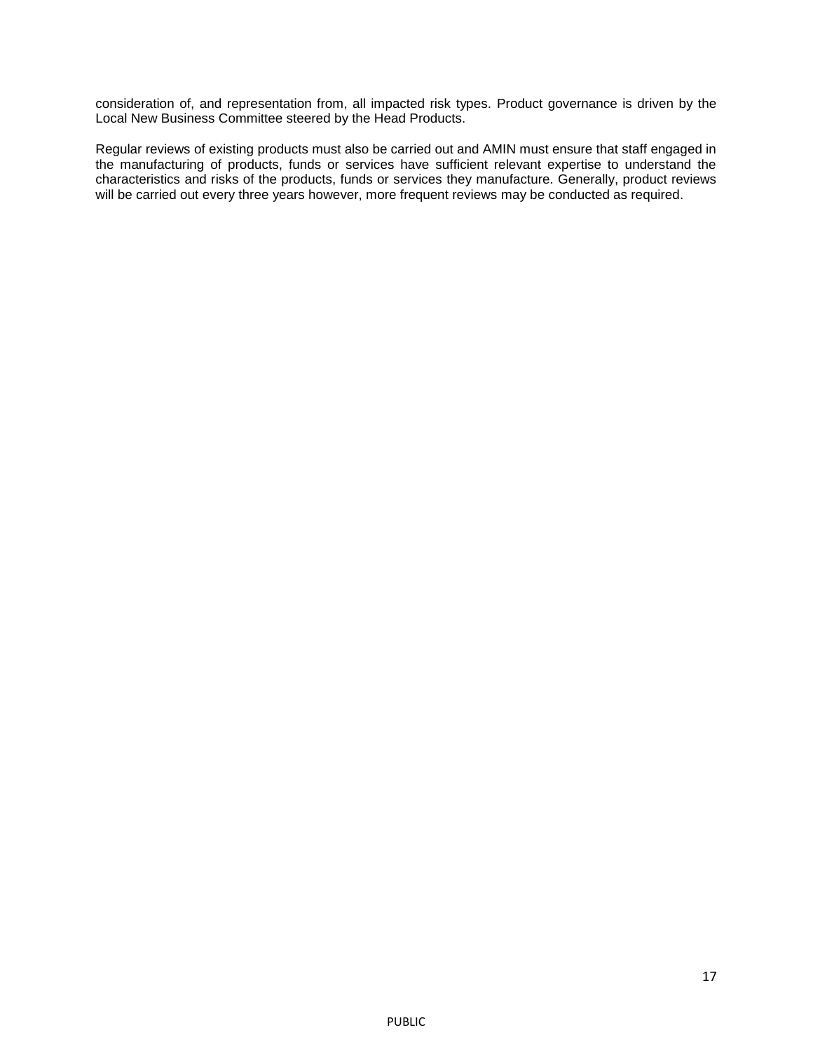consideration of, and representation from, all impacted risk types. Product governance is driven by the Local New Business Committee steered by the Head Products.

Regular reviews of existing products must also be carried out and AMIN must ensure that staff engaged in the manufacturing of products, funds or services have sufficient relevant expertise to understand the characteristics and risks of the products, funds or services they manufacture. Generally, product reviews will be carried out every three years however, more frequent reviews may be conducted as required.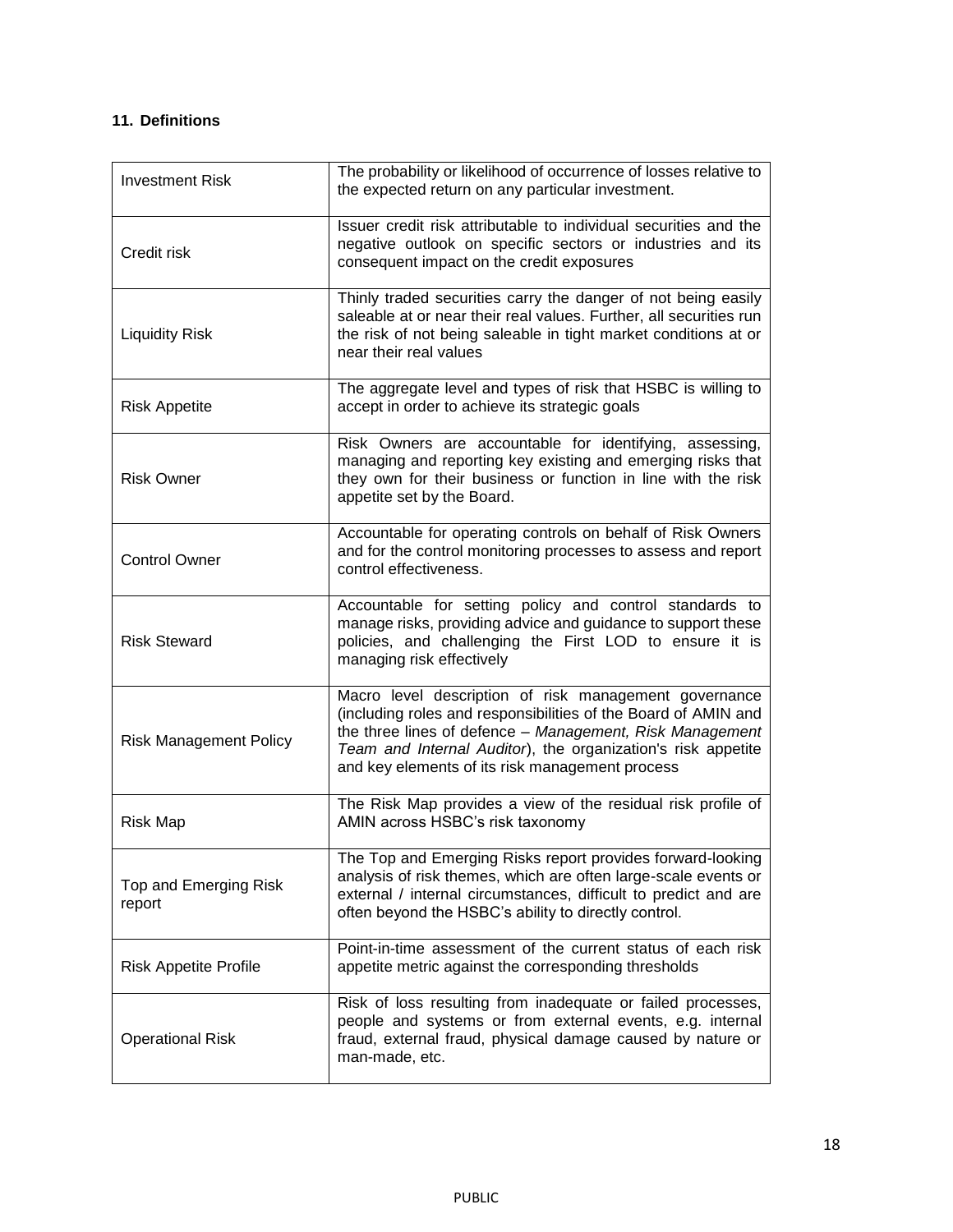### 11. Definitions

| Term | Definition |
|---|---|
| Investment Risk | The probability or likelihood of occurrence of losses relative to the expected return on any particular investment. |
| Credit risk | Issuer credit risk attributable to individual securities and the negative outlook on specific sectors or industries and its consequent impact on the credit exposures |
| Liquidity Risk | Thinly traded securities carry the danger of not being easily saleable at or near their real values. Further, all securities run the risk of not being saleable in tight market conditions at or near their real values |
| Risk Appetite | The aggregate level and types of risk that HSBC is willing to accept in order to achieve its strategic goals |
| Risk Owner | Risk Owners are accountable for identifying, assessing, managing and reporting key existing and emerging risks that they own for their business or function in line with the risk appetite set by the Board. |
| Control Owner | Accountable for operating controls on behalf of Risk Owners and for the control monitoring processes to assess and report control effectiveness. |
| Risk Steward | Accountable for setting policy and control standards to manage risks, providing advice and guidance to support these policies, and challenging the First LOD to ensure it is managing risk effectively |
| Risk Management Policy | Macro level description of risk management governance (including roles and responsibilities of the Board of AMIN and the three lines of defence – *Management, Risk Management Team and Internal Auditor*), the organization's risk appetite and key elements of its risk management process |
| Risk Map | The Risk Map provides a view of the residual risk profile of AMIN across HSBC's risk taxonomy |
| Top and Emerging Risk report | The Top and Emerging Risks report provides forward-looking analysis of risk themes, which are often large-scale events or external / internal circumstances, difficult to predict and are often beyond the HSBC's ability to directly control. |
| Risk Appetite Profile | Point-in-time assessment of the current status of each risk appetite metric against the corresponding thresholds |
| Operational Risk | Risk of loss resulting from inadequate or failed processes, people and systems or from external events, e.g. internal fraud, external fraud, physical damage caused by nature or man-made, etc. |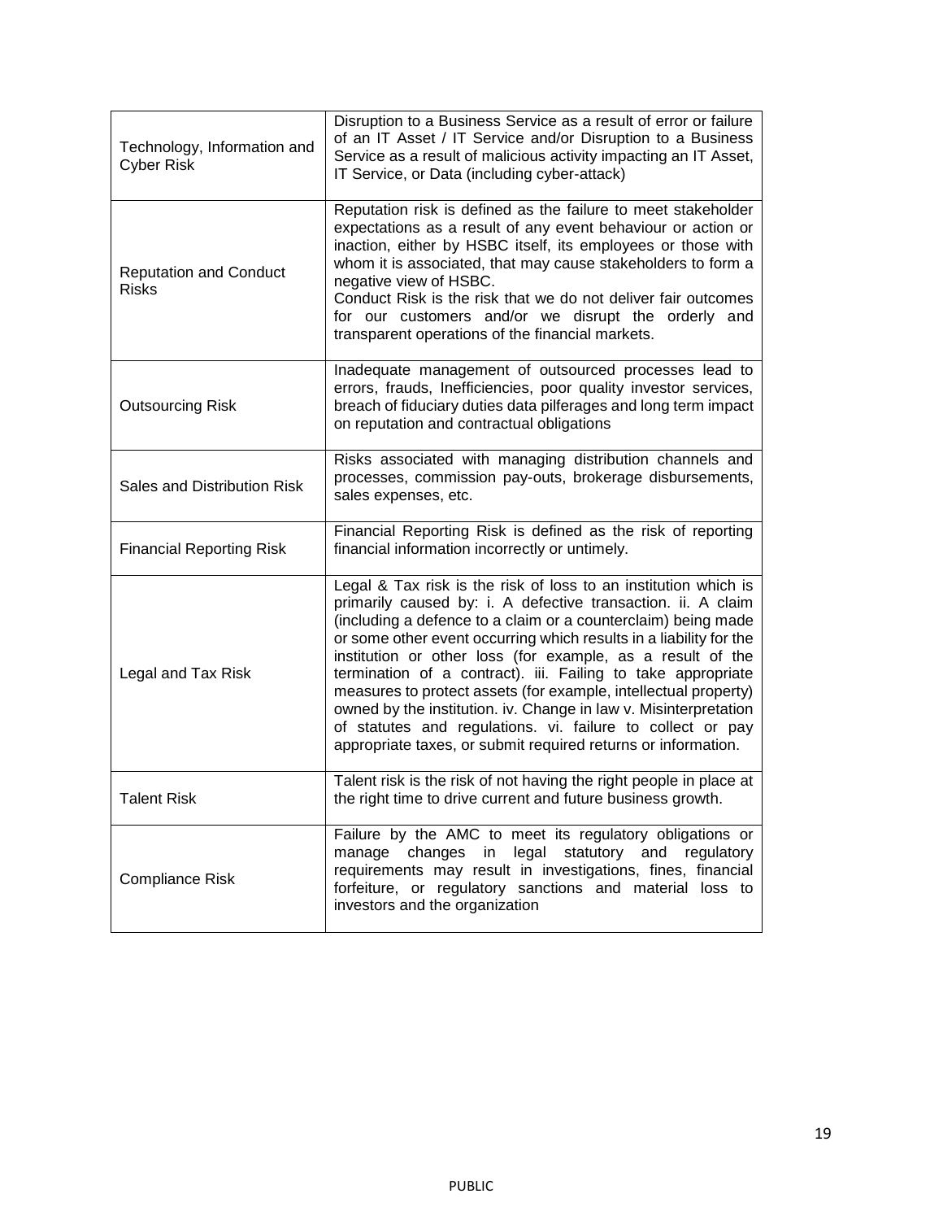| | |
|---|---|
| Technology, Information and Cyber Risk | Disruption to a Business Service as a result of error or failure of an IT Asset / IT Service and/or Disruption to a Business Service as a result of malicious activity impacting an IT Asset, IT Service, or Data (including cyber-attack) |
| Reputation and Conduct Risks | Reputation risk is defined as the failure to meet stakeholder expectations as a result of any event behaviour or action or inaction, either by HSBC itself, its employees or those with whom it is associated, that may cause stakeholders to form a negative view of HSBC.<br>Conduct Risk is the risk that we do not deliver fair outcomes for our customers and/or we disrupt the orderly and transparent operations of the financial markets. |
| Outsourcing Risk | Inadequate management of outsourced processes lead to errors, frauds, Inefficiencies, poor quality investor services, breach of fiduciary duties data pilferages and long term impact on reputation and contractual obligations |
| Sales and Distribution Risk | Risks associated with managing distribution channels and processes, commission pay-outs, brokerage disbursements, sales expenses, etc. |
| Financial Reporting Risk | Financial Reporting Risk is defined as the risk of reporting financial information incorrectly or untimely. |
| Legal and Tax Risk | Legal & Tax risk is the risk of loss to an institution which is primarily caused by: i. A defective transaction. ii. A claim (including a defence to a claim or a counterclaim) being made or some other event occurring which results in a liability for the institution or other loss (for example, as a result of the termination of a contract). iii. Failing to take appropriate measures to protect assets (for example, intellectual property) owned by the institution. iv. Change in law v. Misinterpretation of statutes and regulations. vi. failure to collect or pay appropriate taxes, or submit required returns or information. |
| Talent Risk | Talent risk is the risk of not having the right people in place at the right time to drive current and future business growth. |
| Compliance Risk | Failure by the AMC to meet its regulatory obligations or manage changes in legal statutory and regulatory requirements may result in investigations, fines, financial forfeiture, or regulatory sanctions and material loss to investors and the organization |